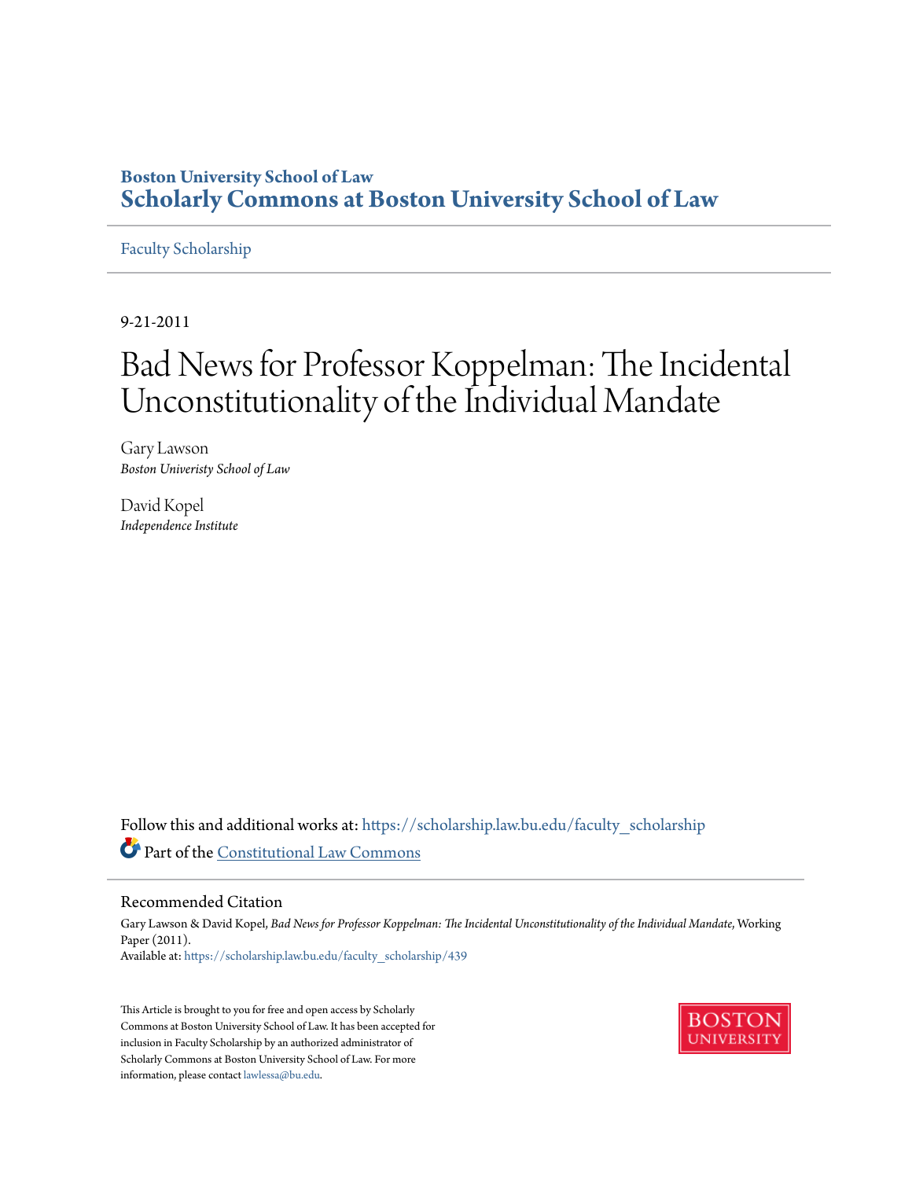Boston University School of Law

**Scholarly Commons at Boston University School of Law**

Faculty Scholarship

9-21-2011

# Bad News for Professor Koppelman: The Incidental Unconstitutionality of the Individual Mandate

Gary Lawson
*Boston Univeristy School of Law*

David Kopel
*Independence Institute*

Follow this and additional works at: https://scholarship.law.bu.edu/faculty_scholarship

Part of the Constitutional Law Commons

## Recommended Citation

Gary Lawson & David Kopel, *Bad News for Professor Koppelman: The Incidental Unconstitutionality of the Individual Mandate*, Working Paper (2011).
Available at: https://scholarship.law.bu.edu/faculty_scholarship/439

This Article is brought to you for free and open access by Scholarly Commons at Boston University School of Law. It has been accepted for inclusion in Faculty Scholarship by an authorized administrator of Scholarly Commons at Boston University School of Law. For more information, please contact lawlessa@bu.edu.

BOSTON UNIVERSITY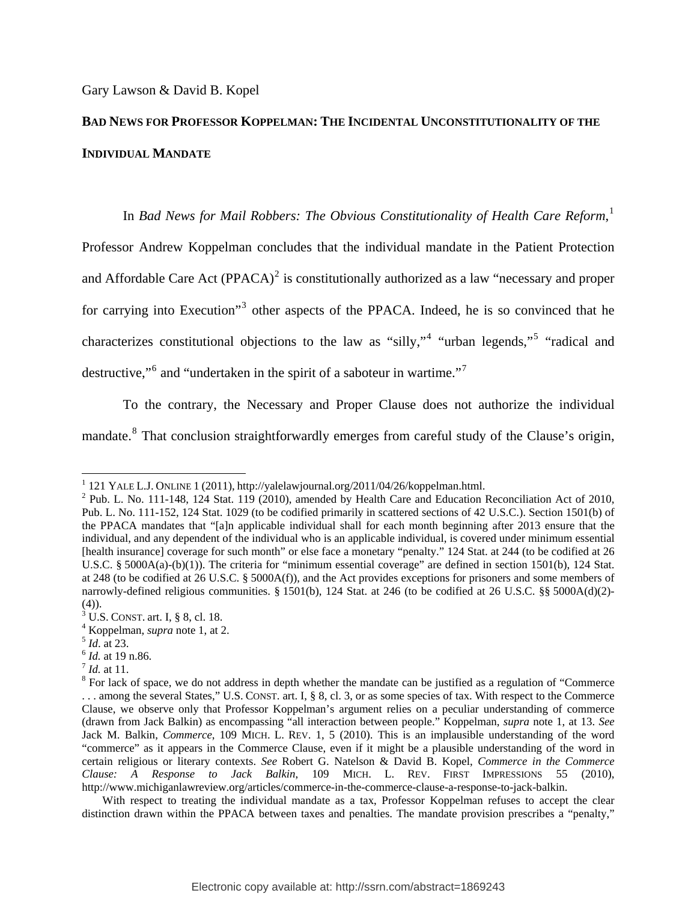Gary Lawson & David B. Kopel

**BAD NEWS FOR PROFESSOR KOPPELMAN: THE INCIDENTAL UNCONSTITUTIONALITY OF THE INDIVIDUAL MANDATE**

In *Bad News for Mail Robbers: The Obvious Constitutionality of Health Care Reform*,[1] Professor Andrew Koppelman concludes that the individual mandate in the Patient Protection and Affordable Care Act (PPACA)[2] is constitutionally authorized as a law "necessary and proper for carrying into Execution"[3] other aspects of the PPACA. Indeed, he is so convinced that he characterizes constitutional objections to the law as "silly,"[4] "urban legends,"[5] "radical and destructive,"[6] and "undertaken in the spirit of a saboteur in wartime."[7]

To the contrary, the Necessary and Proper Clause does not authorize the individual mandate.[8] That conclusion straightforwardly emerges from careful study of the Clause's origin,

---

[1] 121 YALE L.J. ONLINE 1 (2011), http://yalelawjournal.org/2011/04/26/koppelman.html.

[2] Pub. L. No. 111-148, 124 Stat. 119 (2010), amended by Health Care and Education Reconciliation Act of 2010, Pub. L. No. 111-152, 124 Stat. 1029 (to be codified primarily in scattered sections of 42 U.S.C.). Section 1501(b) of the PPACA mandates that "[a]n applicable individual shall for each month beginning after 2013 ensure that the individual, and any dependent of the individual who is an applicable individual, is covered under minimum essential [health insurance] coverage for such month" or else face a monetary "penalty." 124 Stat. at 244 (to be codified at 26 U.S.C. § 5000A(a)-(b)(1)). The criteria for "minimum essential coverage" are defined in section 1501(b), 124 Stat. at 248 (to be codified at 26 U.S.C. § 5000A(f)), and the Act provides exceptions for prisoners and some members of narrowly-defined religious communities. § 1501(b), 124 Stat. at 246 (to be codified at 26 U.S.C. §§ 5000A(d)(2)-(4)).

[3] U.S. CONST. art. I, § 8, cl. 18.

[4] Koppelman, *supra* note 1, at 2.

[5] *Id*. at 23.

[6] *Id.* at 19 n.86.

[7] *Id.* at 11.

[8] For lack of space, we do not address in depth whether the mandate can be justified as a regulation of "Commerce . . . among the several States," U.S. CONST. art. I, § 8, cl. 3, or as some species of tax. With respect to the Commerce Clause, we observe only that Professor Koppelman's argument relies on a peculiar understanding of commerce (drawn from Jack Balkin) as encompassing "all interaction between people." Koppelman, *supra* note 1, at 13. *See* Jack M. Balkin, *Commerce*, 109 MICH. L. REV. 1, 5 (2010). This is an implausible understanding of the word "commerce" as it appears in the Commerce Clause, even if it might be a plausible understanding of the word in certain religious or literary contexts. *See* Robert G. Natelson & David B. Kopel, *Commerce in the Commerce Clause: A Response to Jack Balkin*, 109 MICH. L. REV. FIRST IMPRESSIONS 55 (2010), http://www.michiganlawreview.org/articles/commerce-in-the-commerce-clause-a-response-to-jack-balkin.

With respect to treating the individual mandate as a tax, Professor Koppelman refuses to accept the clear distinction drawn within the PPACA between taxes and penalties. The mandate provision prescribes a "penalty,"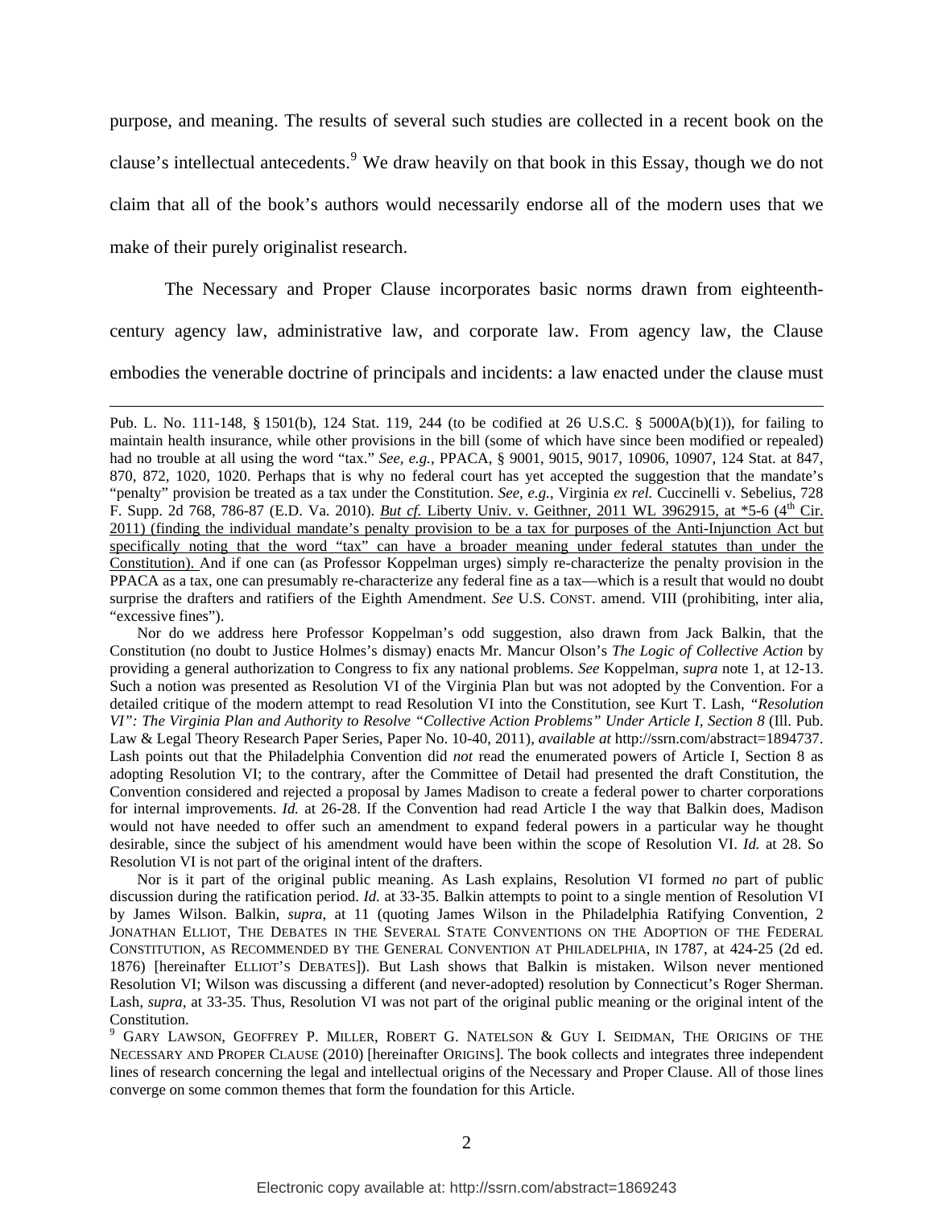purpose, and meaning. The results of several such studies are collected in a recent book on the clause's intellectual antecedents.[9] We draw heavily on that book in this Essay, though we do not claim that all of the book's authors would necessarily endorse all of the modern uses that we make of their purely originalist research.

The Necessary and Proper Clause incorporates basic norms drawn from eighteenth-century agency law, administrative law, and corporate law. From agency law, the Clause embodies the venerable doctrine of principals and incidents: a law enacted under the clause must

---

Pub. L. No. 111-148, § 1501(b), 124 Stat. 119, 244 (to be codified at 26 U.S.C. § 5000A(b)(1)), for failing to maintain health insurance, while other provisions in the bill (some of which have since been modified or repealed) had no trouble at all using the word "tax." *See, e.g.*, PPACA, § 9001, 9015, 9017, 10906, 10907, 124 Stat. at 847, 870, 872, 1020, 1020. Perhaps that is why no federal court has yet accepted the suggestion that the mandate's "penalty" provision be treated as a tax under the Constitution. *See, e.g.*, Virginia *ex rel.* Cuccinelli v. Sebelius, 728 F. Supp. 2d 768, 786-87 (E.D. Va. 2010). *But cf.* Liberty Univ. v. Geithner, 2011 WL 3962915, at *5-6 (4th Cir. 2011) (finding the individual mandate's penalty provision to be a tax for purposes of the Anti-Injunction Act but specifically noting that the word "tax" can have a broader meaning under federal statutes than under the Constitution). And if one can (as Professor Koppelman urges) simply re-characterize the penalty provision in the PPACA as a tax, one can presumably re-characterize any federal fine as a tax—which is a result that would no doubt surprise the drafters and ratifiers of the Eighth Amendment. *See* U.S. CONST. amend. VIII (prohibiting, inter alia, "excessive fines").

Nor do we address here Professor Koppelman's odd suggestion, also drawn from Jack Balkin, that the Constitution (no doubt to Justice Holmes's dismay) enacts Mr. Mancur Olson's *The Logic of Collective Action* by providing a general authorization to Congress to fix any national problems. *See* Koppelman, *supra* note 1, at 12-13. Such a notion was presented as Resolution VI of the Virginia Plan but was not adopted by the Convention. For a detailed critique of the modern attempt to read Resolution VI into the Constitution, see Kurt T. Lash, *"Resolution VI": The Virginia Plan and Authority to Resolve "Collective Action Problems" Under Article I, Section 8* (Ill. Pub. Law & Legal Theory Research Paper Series, Paper No. 10-40, 2011), *available at* http://ssrn.com/abstract=1894737. Lash points out that the Philadelphia Convention did *not* read the enumerated powers of Article I, Section 8 as adopting Resolution VI; to the contrary, after the Committee of Detail had presented the draft Constitution, the Convention considered and rejected a proposal by James Madison to create a federal power to charter corporations for internal improvements. *Id.* at 26-28. If the Convention had read Article I the way that Balkin does, Madison would not have needed to offer such an amendment to expand federal powers in a particular way he thought desirable, since the subject of his amendment would have been within the scope of Resolution VI. *Id.* at 28. So Resolution VI is not part of the original intent of the drafters.

Nor is it part of the original public meaning. As Lash explains, Resolution VI formed *no* part of public discussion during the ratification period. *Id.* at 33-35. Balkin attempts to point to a single mention of Resolution VI by James Wilson. Balkin, *supra*, at 11 (quoting James Wilson in the Philadelphia Ratifying Convention, 2 JONATHAN ELLIOT, THE DEBATES IN THE SEVERAL STATE CONVENTIONS ON THE ADOPTION OF THE FEDERAL CONSTITUTION, AS RECOMMENDED BY THE GENERAL CONVENTION AT PHILADELPHIA, IN 1787, at 424-25 (2d ed. 1876) [hereinafter ELLIOT'S DEBATES]). But Lash shows that Balkin is mistaken. Wilson never mentioned Resolution VI; Wilson was discussing a different (and never-adopted) resolution by Connecticut's Roger Sherman. Lash, *supra*, at 33-35. Thus, Resolution VI was not part of the original public meaning or the original intent of the Constitution.

[9] GARY LAWSON, GEOFFREY P. MILLER, ROBERT G. NATELSON & GUY I. SEIDMAN, THE ORIGINS OF THE NECESSARY AND PROPER CLAUSE (2010) [hereinafter ORIGINS]. The book collects and integrates three independent lines of research concerning the legal and intellectual origins of the Necessary and Proper Clause. All of those lines converge on some common themes that form the foundation for this Article.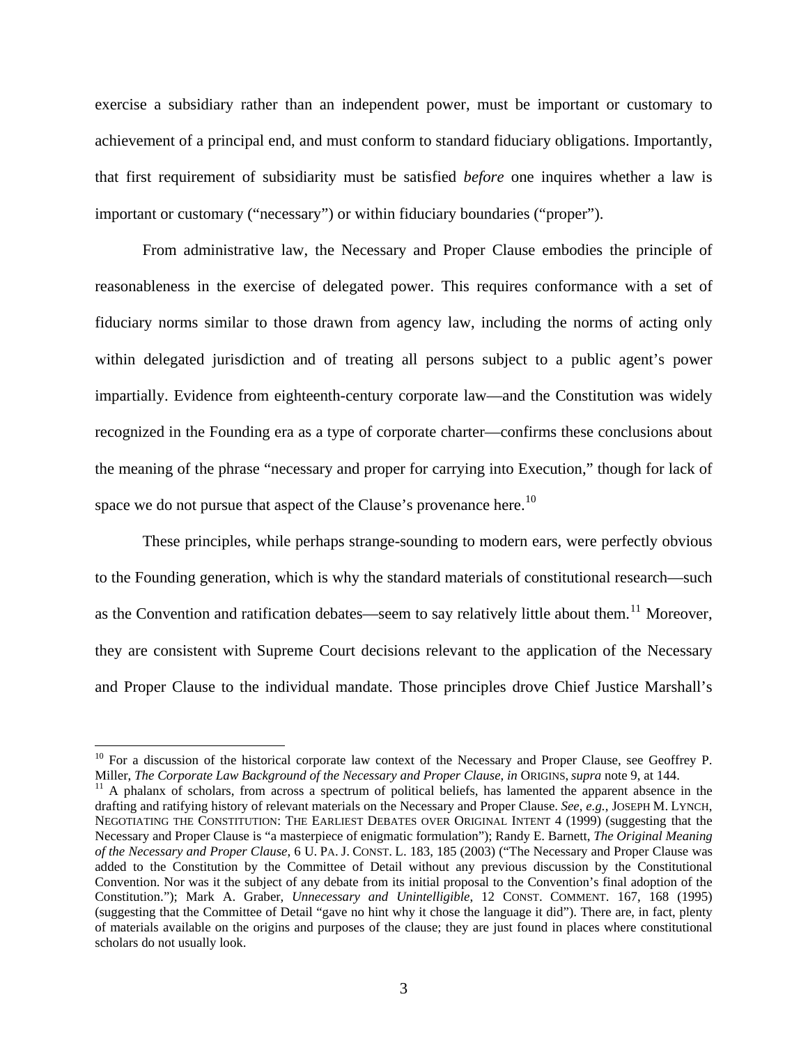exercise a subsidiary rather than an independent power, must be important or customary to achievement of a principal end, and must conform to standard fiduciary obligations. Importantly, that first requirement of subsidiarity must be satisfied *before* one inquires whether a law is important or customary ("necessary") or within fiduciary boundaries ("proper").

From administrative law, the Necessary and Proper Clause embodies the principle of reasonableness in the exercise of delegated power. This requires conformance with a set of fiduciary norms similar to those drawn from agency law, including the norms of acting only within delegated jurisdiction and of treating all persons subject to a public agent's power impartially. Evidence from eighteenth-century corporate law—and the Constitution was widely recognized in the Founding era as a type of corporate charter—confirms these conclusions about the meaning of the phrase "necessary and proper for carrying into Execution," though for lack of space we do not pursue that aspect of the Clause's provenance here.[10]

These principles, while perhaps strange-sounding to modern ears, were perfectly obvious to the Founding generation, which is why the standard materials of constitutional research—such as the Convention and ratification debates—seem to say relatively little about them.[11] Moreover, they are consistent with Supreme Court decisions relevant to the application of the Necessary and Proper Clause to the individual mandate. Those principles drove Chief Justice Marshall's

---

[10] For a discussion of the historical corporate law context of the Necessary and Proper Clause, see Geoffrey P. Miller, *The Corporate Law Background of the Necessary and Proper Clause*, *in* ORIGINS, *supra* note 9, at 144.

[11] A phalanx of scholars, from across a spectrum of political beliefs, has lamented the apparent absence in the drafting and ratifying history of relevant materials on the Necessary and Proper Clause. *See, e.g.*, JOSEPH M. LYNCH, NEGOTIATING THE CONSTITUTION: THE EARLIEST DEBATES OVER ORIGINAL INTENT 4 (1999) (suggesting that the Necessary and Proper Clause is "a masterpiece of enigmatic formulation"); Randy E. Barnett, *The Original Meaning of the Necessary and Proper Clause*, 6 U. PA. J. CONST. L. 183, 185 (2003) ("The Necessary and Proper Clause was added to the Constitution by the Committee of Detail without any previous discussion by the Constitutional Convention. Nor was it the subject of any debate from its initial proposal to the Convention's final adoption of the Constitution."); Mark A. Graber, *Unnecessary and Unintelligible*, 12 CONST. COMMENT. 167, 168 (1995) (suggesting that the Committee of Detail "gave no hint why it chose the language it did"). There are, in fact, plenty of materials available on the origins and purposes of the clause; they are just found in places where constitutional scholars do not usually look.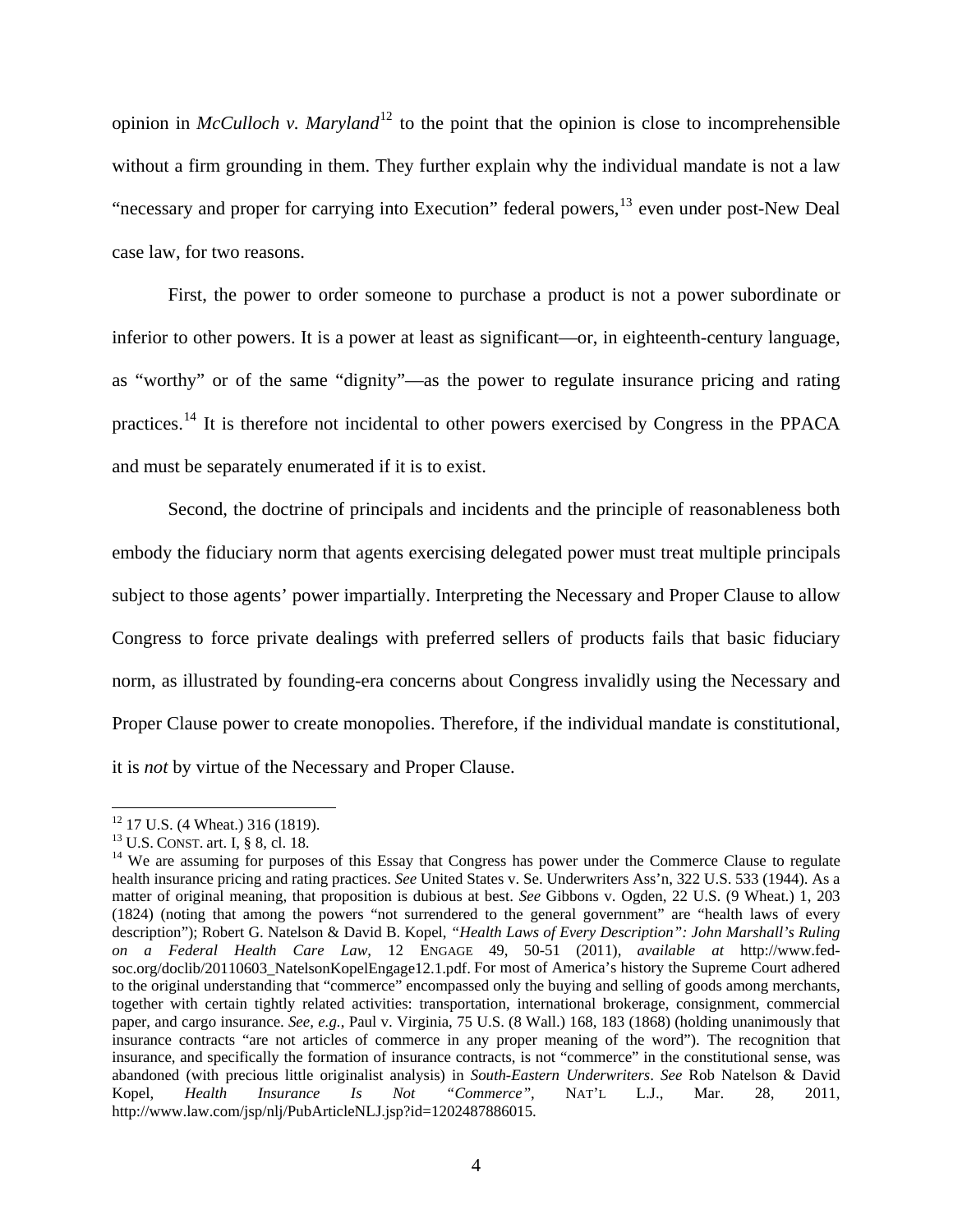opinion in *McCulloch v. Maryland*[12] to the point that the opinion is close to incomprehensible without a firm grounding in them. They further explain why the individual mandate is not a law "necessary and proper for carrying into Execution" federal powers,[13] even under post-New Deal case law, for two reasons.

First, the power to order someone to purchase a product is not a power subordinate or inferior to other powers. It is a power at least as significant—or, in eighteenth-century language, as "worthy" or of the same "dignity"—as the power to regulate insurance pricing and rating practices.[14] It is therefore not incidental to other powers exercised by Congress in the PPACA and must be separately enumerated if it is to exist.

Second, the doctrine of principals and incidents and the principle of reasonableness both embody the fiduciary norm that agents exercising delegated power must treat multiple principals subject to those agents' power impartially. Interpreting the Necessary and Proper Clause to allow Congress to force private dealings with preferred sellers of products fails that basic fiduciary norm, as illustrated by founding-era concerns about Congress invalidly using the Necessary and Proper Clause power to create monopolies. Therefore, if the individual mandate is constitutional, it is *not* by virtue of the Necessary and Proper Clause.

---

[12] 17 U.S. (4 Wheat.) 316 (1819).

[13] U.S. CONST. art. I, § 8, cl. 18.

[14] We are assuming for purposes of this Essay that Congress has power under the Commerce Clause to regulate health insurance pricing and rating practices. *See* United States v. Se. Underwriters Ass'n, 322 U.S. 533 (1944). As a matter of original meaning, that proposition is dubious at best. *See* Gibbons v. Ogden, 22 U.S. (9 Wheat.) 1, 203 (1824) (noting that among the powers "not surrendered to the general government" are "health laws of every description"); Robert G. Natelson & David B. Kopel, *"Health Laws of Every Description": John Marshall's Ruling on a Federal Health Care Law*, 12 ENGAGE 49, 50-51 (2011), *available at* http://www.fed-soc.org/doclib/20110603_NatelsonKopelEngage12.1.pdf. For most of America's history the Supreme Court adhered to the original understanding that "commerce" encompassed only the buying and selling of goods among merchants, together with certain tightly related activities: transportation, international brokerage, consignment, commercial paper, and cargo insurance. *See, e.g.*, Paul v. Virginia, 75 U.S. (8 Wall.) 168, 183 (1868) (holding unanimously that insurance contracts "are not articles of commerce in any proper meaning of the word"). The recognition that insurance, and specifically the formation of insurance contracts, is not "commerce" in the constitutional sense, was abandoned (with precious little originalist analysis) in *South-Eastern Underwriters*. *See* Rob Natelson & David Kopel, *Health Insurance Is Not "Commerce"*, NAT'L L.J., Mar. 28, 2011, http://www.law.com/jsp/nlj/PubArticleNLJ.jsp?id=1202487886015.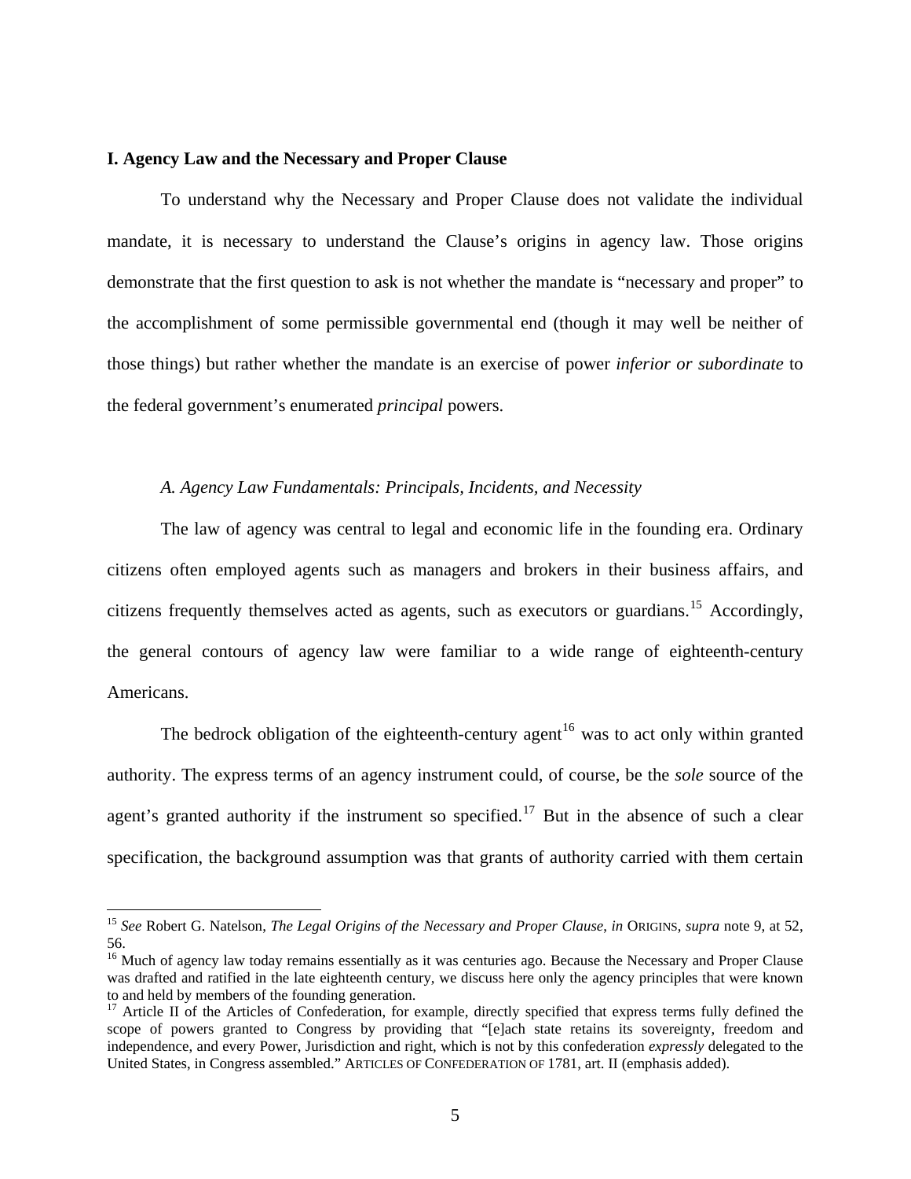## I. Agency Law and the Necessary and Proper Clause

To understand why the Necessary and Proper Clause does not validate the individual mandate, it is necessary to understand the Clause's origins in agency law. Those origins demonstrate that the first question to ask is not whether the mandate is "necessary and proper" to the accomplishment of some permissible governmental end (though it may well be neither of those things) but rather whether the mandate is an exercise of power *inferior or subordinate* to the federal government's enumerated *principal* powers.

### *A. Agency Law Fundamentals: Principals, Incidents, and Necessity*

The law of agency was central to legal and economic life in the founding era. Ordinary citizens often employed agents such as managers and brokers in their business affairs, and citizens frequently themselves acted as agents, such as executors or guardians.[15] Accordingly, the general contours of agency law were familiar to a wide range of eighteenth-century Americans.

The bedrock obligation of the eighteenth-century agent[16] was to act only within granted authority. The express terms of an agency instrument could, of course, be the *sole* source of the agent's granted authority if the instrument so specified.[17] But in the absence of such a clear specification, the background assumption was that grants of authority carried with them certain

---

[15] *See* Robert G. Natelson, *The Legal Origins of the Necessary and Proper Clause*, *in* ORIGINS, *supra* note 9, at 52, 56.

[16] Much of agency law today remains essentially as it was centuries ago. Because the Necessary and Proper Clause was drafted and ratified in the late eighteenth century, we discuss here only the agency principles that were known to and held by members of the founding generation.

[17] Article II of the Articles of Confederation, for example, directly specified that express terms fully defined the scope of powers granted to Congress by providing that "[e]ach state retains its sovereignty, freedom and independence, and every Power, Jurisdiction and right, which is not by this confederation *expressly* delegated to the United States, in Congress assembled." ARTICLES OF CONFEDERATION OF 1781, art. II (emphasis added).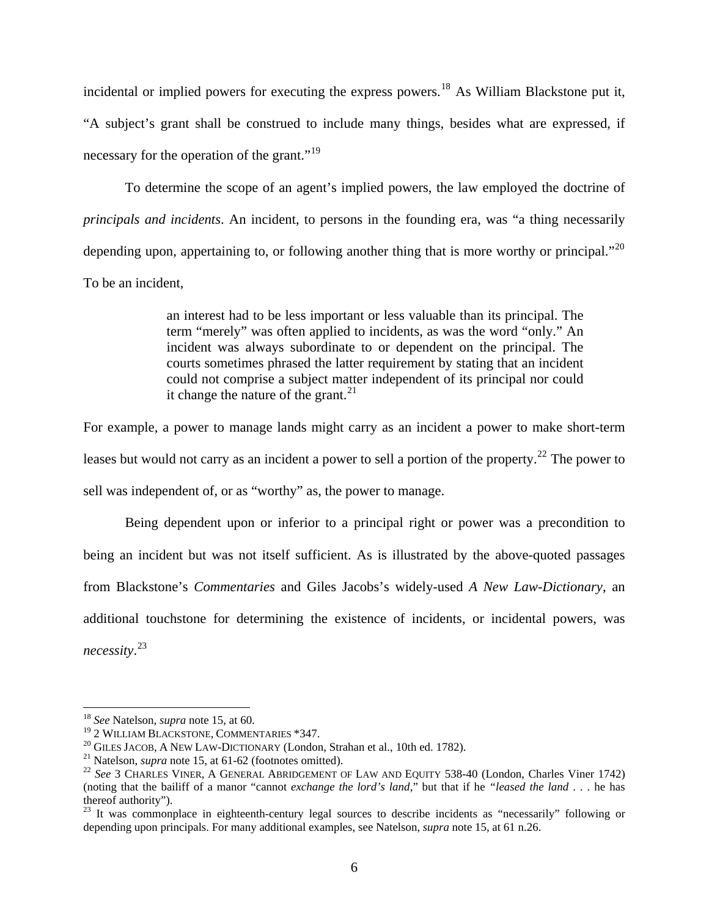incidental or implied powers for executing the express powers.[18] As William Blackstone put it, "A subject's grant shall be construed to include many things, besides what are expressed, if necessary for the operation of the grant."[19]

To determine the scope of an agent's implied powers, the law employed the doctrine of *principals and incidents*. An incident, to persons in the founding era, was "a thing necessarily depending upon, appertaining to, or following another thing that is more worthy or principal."[20] To be an incident,

> an interest had to be less important or less valuable than its principal. The term "merely" was often applied to incidents, as was the word "only." An incident was always subordinate to or dependent on the principal. The courts sometimes phrased the latter requirement by stating that an incident could not comprise a subject matter independent of its principal nor could it change the nature of the grant.[21]

For example, a power to manage lands might carry as an incident a power to make short-term leases but would not carry as an incident a power to sell a portion of the property.[22] The power to sell was independent of, or as "worthy" as, the power to manage.

Being dependent upon or inferior to a principal right or power was a precondition to being an incident but was not itself sufficient. As is illustrated by the above-quoted passages from Blackstone's *Commentaries* and Giles Jacobs's widely-used *A New Law-Dictionary*, an additional touchstone for determining the existence of incidents, or incidental powers, was *necessity*.[23]

---

[18] *See* Natelson, *supra* note 15, at 60.

[19] 2 WILLIAM BLACKSTONE, COMMENTARIES *347.

[20] GILES JACOB, A NEW LAW-DICTIONARY (London, Strahan et al., 10th ed. 1782).

[21] Natelson, *supra* note 15, at 61-62 (footnotes omitted).

[22] *See* 3 CHARLES VINER, A GENERAL ABRIDGEMENT OF LAW AND EQUITY 538-40 (London, Charles Viner 1742) (noting that the bailiff of a manor "cannot *exchange the lord's land*," but that if he *"leased the land* . . . he has thereof authority").

[23] It was commonplace in eighteenth-century legal sources to describe incidents as "necessarily" following or depending upon principals. For many additional examples, see Natelson, *supra* note 15, at 61 n.26.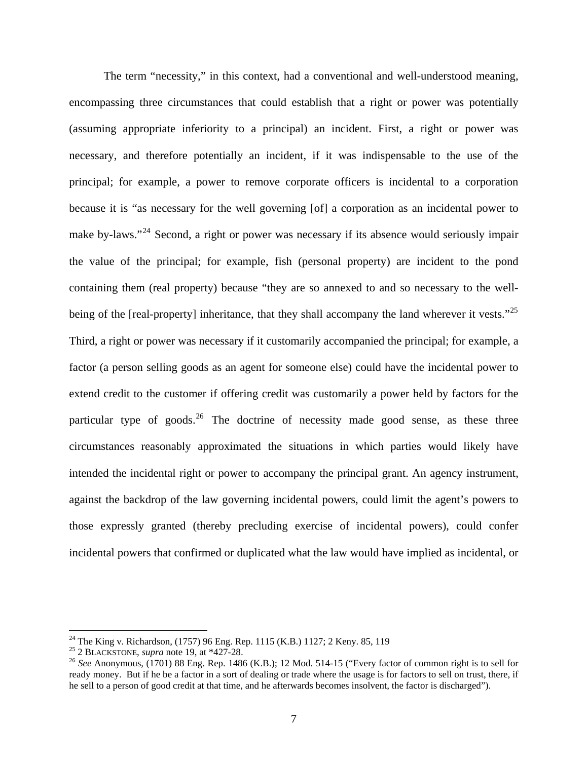The term "necessity," in this context, had a conventional and well-understood meaning, encompassing three circumstances that could establish that a right or power was potentially (assuming appropriate inferiority to a principal) an incident. First, a right or power was necessary, and therefore potentially an incident, if it was indispensable to the use of the principal; for example, a power to remove corporate officers is incidental to a corporation because it is "as necessary for the well governing [of] a corporation as an incidental power to make by-laws."[24] Second, a right or power was necessary if its absence would seriously impair the value of the principal; for example, fish (personal property) are incident to the pond containing them (real property) because "they are so annexed to and so necessary to the well-being of the [real-property] inheritance, that they shall accompany the land wherever it vests."[25] Third, a right or power was necessary if it customarily accompanied the principal; for example, a factor (a person selling goods as an agent for someone else) could have the incidental power to extend credit to the customer if offering credit was customarily a power held by factors for the particular type of goods.[26] The doctrine of necessity made good sense, as these three circumstances reasonably approximated the situations in which parties would likely have intended the incidental right or power to accompany the principal grant. An agency instrument, against the backdrop of the law governing incidental powers, could limit the agent's powers to those expressly granted (thereby precluding exercise of incidental powers), could confer incidental powers that confirmed or duplicated what the law would have implied as incidental, or

---

[24] The King v. Richardson, (1757) 96 Eng. Rep. 1115 (K.B.) 1127; 2 Keny. 85, 119

[25] 2 BLACKSTONE, *supra* note 19, at *427-28.

[26] *See* Anonymous, (1701) 88 Eng. Rep. 1486 (K.B.); 12 Mod. 514-15 ("Every factor of common right is to sell for ready money. But if he be a factor in a sort of dealing or trade where the usage is for factors to sell on trust, there, if he sell to a person of good credit at that time, and he afterwards becomes insolvent, the factor is discharged").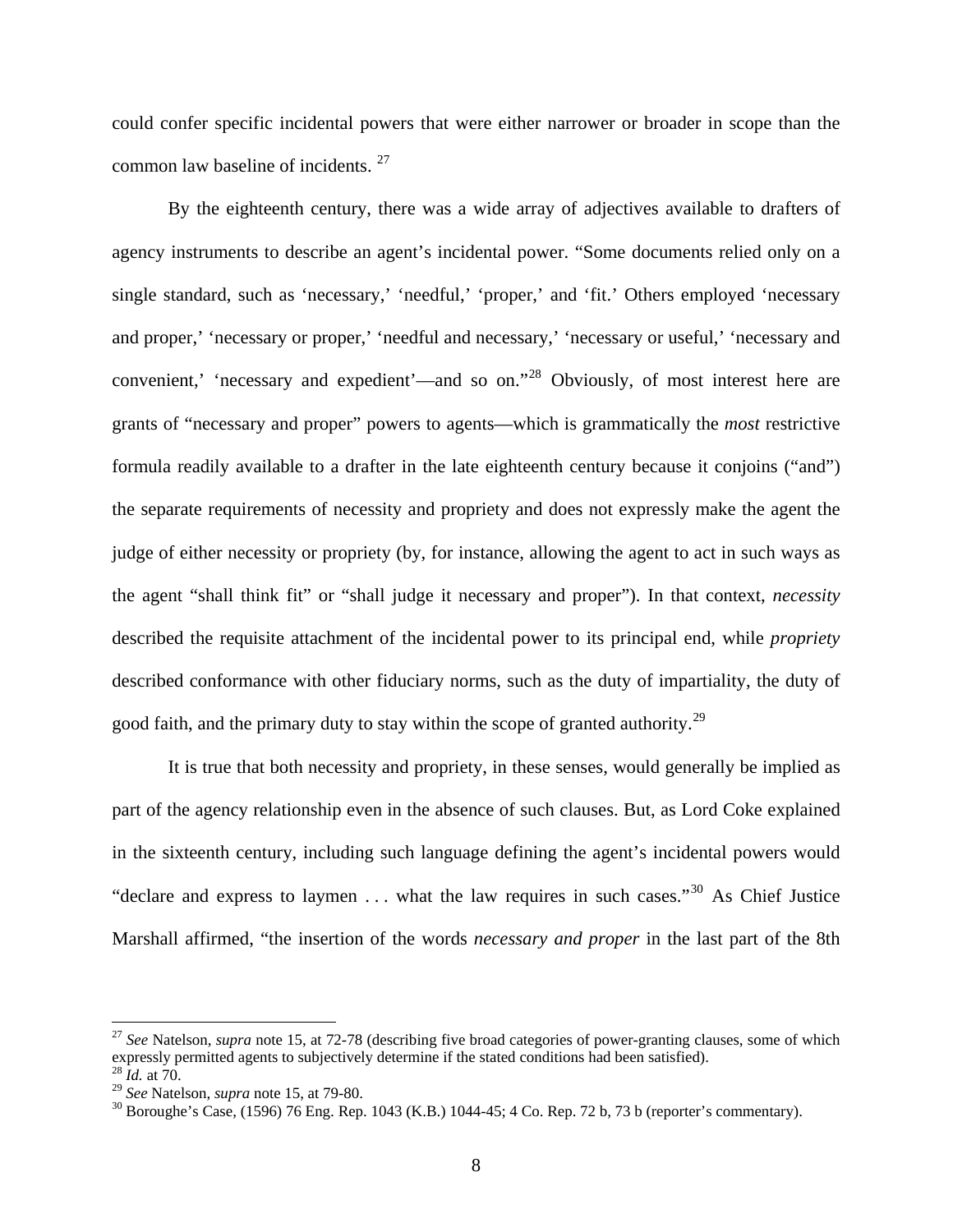could confer specific incidental powers that were either narrower or broader in scope than the common law baseline of incidents. [27]

By the eighteenth century, there was a wide array of adjectives available to drafters of agency instruments to describe an agent's incidental power. "Some documents relied only on a single standard, such as 'necessary,' 'needful,' 'proper,' and 'fit.' Others employed 'necessary and proper,' 'necessary or proper,' 'needful and necessary,' 'necessary or useful,' 'necessary and convenient,' 'necessary and expedient'—and so on."[28] Obviously, of most interest here are grants of "necessary and proper" powers to agents—which is grammatically the *most* restrictive formula readily available to a drafter in the late eighteenth century because it conjoins ("and") the separate requirements of necessity and propriety and does not expressly make the agent the judge of either necessity or propriety (by, for instance, allowing the agent to act in such ways as the agent "shall think fit" or "shall judge it necessary and proper"). In that context, *necessity* described the requisite attachment of the incidental power to its principal end, while *propriety* described conformance with other fiduciary norms, such as the duty of impartiality, the duty of good faith, and the primary duty to stay within the scope of granted authority.[29]

It is true that both necessity and propriety, in these senses, would generally be implied as part of the agency relationship even in the absence of such clauses. But, as Lord Coke explained in the sixteenth century, including such language defining the agent's incidental powers would "declare and express to laymen . . . what the law requires in such cases."[30] As Chief Justice Marshall affirmed, "the insertion of the words *necessary and proper* in the last part of the 8th

---

[27] *See* Natelson, *supra* note 15, at 72-78 (describing five broad categories of power-granting clauses, some of which expressly permitted agents to subjectively determine if the stated conditions had been satisfied).

[28] *Id.* at 70.

[29] *See* Natelson, *supra* note 15, at 79-80.

[30] Boroughe's Case, (1596) 76 Eng. Rep. 1043 (K.B.) 1044-45; 4 Co. Rep. 72 b, 73 b (reporter's commentary).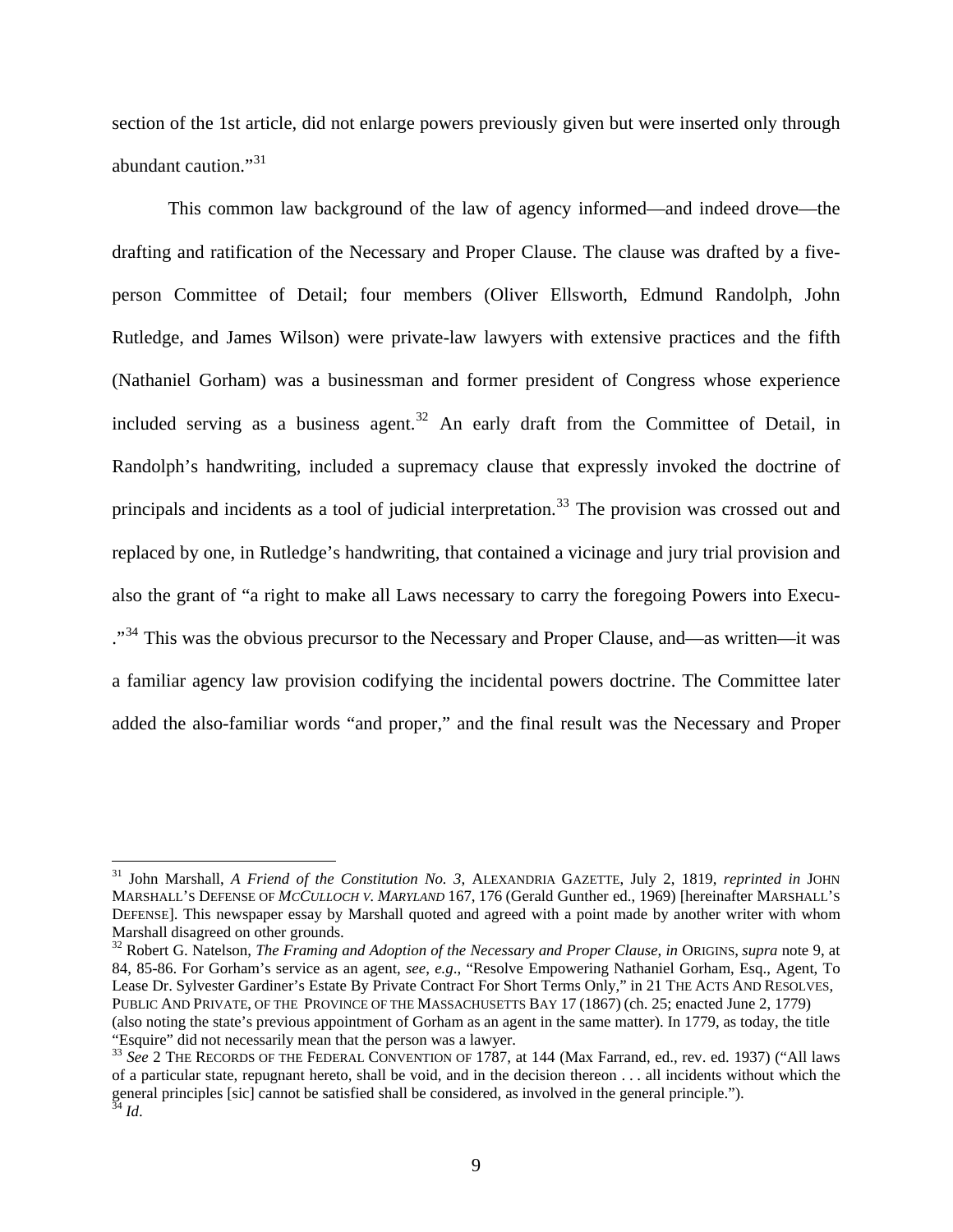section of the 1st article, did not enlarge powers previously given but were inserted only through abundant caution."[31]

This common law background of the law of agency informed—and indeed drove—the drafting and ratification of the Necessary and Proper Clause. The clause was drafted by a five-person Committee of Detail; four members (Oliver Ellsworth, Edmund Randolph, John Rutledge, and James Wilson) were private-law lawyers with extensive practices and the fifth (Nathaniel Gorham) was a businessman and former president of Congress whose experience included serving as a business agent.[32] An early draft from the Committee of Detail, in Randolph's handwriting, included a supremacy clause that expressly invoked the doctrine of principals and incidents as a tool of judicial interpretation.[33] The provision was crossed out and replaced by one, in Rutledge's handwriting, that contained a vicinage and jury trial provision and also the grant of "a right to make all Laws necessary to carry the foregoing Powers into Execu- ."[34] This was the obvious precursor to the Necessary and Proper Clause, and—as written—it was a familiar agency law provision codifying the incidental powers doctrine. The Committee later added the also-familiar words "and proper," and the final result was the Necessary and Proper

---

[31] John Marshall, *A Friend of the Constitution No. 3*, ALEXANDRIA GAZETTE, July 2, 1819, *reprinted in* JOHN MARSHALL'S DEFENSE OF *MCCULLOCH V. MARYLAND* 167, 176 (Gerald Gunther ed., 1969) [hereinafter MARSHALL'S DEFENSE]. This newspaper essay by Marshall quoted and agreed with a point made by another writer with whom Marshall disagreed on other grounds.

[32] Robert G. Natelson, *The Framing and Adoption of the Necessary and Proper Clause*, *in* ORIGINS, *supra* note 9, at 84, 85-86. For Gorham's service as an agent, *see*, *e.g*., "Resolve Empowering Nathaniel Gorham, Esq., Agent, To Lease Dr. Sylvester Gardiner's Estate By Private Contract For Short Terms Only," in 21 THE ACTS AND RESOLVES, PUBLIC AND PRIVATE, OF THE PROVINCE OF THE MASSACHUSETTS BAY 17 (1867) (ch. 25; enacted June 2, 1779) (also noting the state's previous appointment of Gorham as an agent in the same matter). In 1779, as today, the title "Esquire" did not necessarily mean that the person was a lawyer.

[33] *See* 2 THE RECORDS OF THE FEDERAL CONVENTION OF 1787, at 144 (Max Farrand, ed., rev. ed. 1937) ("All laws of a particular state, repugnant hereto, shall be void, and in the decision thereon . . . all incidents without which the general principles [sic] cannot be satisfied shall be considered, as involved in the general principle.").

[34] *Id*.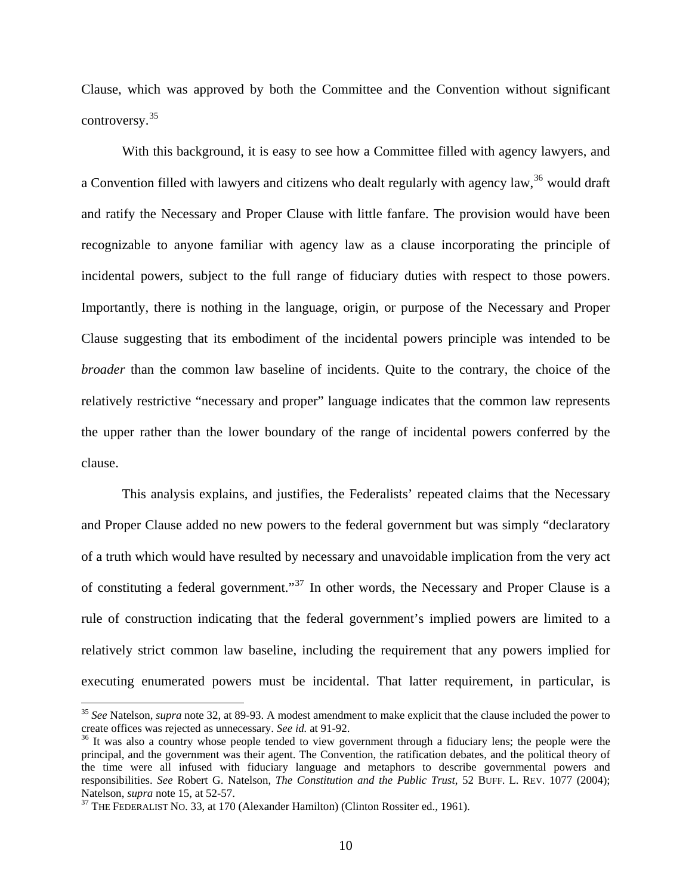Clause, which was approved by both the Committee and the Convention without significant controversy.[35]

With this background, it is easy to see how a Committee filled with agency lawyers, and a Convention filled with lawyers and citizens who dealt regularly with agency law,[36] would draft and ratify the Necessary and Proper Clause with little fanfare. The provision would have been recognizable to anyone familiar with agency law as a clause incorporating the principle of incidental powers, subject to the full range of fiduciary duties with respect to those powers. Importantly, there is nothing in the language, origin, or purpose of the Necessary and Proper Clause suggesting that its embodiment of the incidental powers principle was intended to be *broader* than the common law baseline of incidents. Quite to the contrary, the choice of the relatively restrictive "necessary and proper" language indicates that the common law represents the upper rather than the lower boundary of the range of incidental powers conferred by the clause.

This analysis explains, and justifies, the Federalists' repeated claims that the Necessary and Proper Clause added no new powers to the federal government but was simply "declaratory of a truth which would have resulted by necessary and unavoidable implication from the very act of constituting a federal government."[37] In other words, the Necessary and Proper Clause is a rule of construction indicating that the federal government's implied powers are limited to a relatively strict common law baseline, including the requirement that any powers implied for executing enumerated powers must be incidental. That latter requirement, in particular, is

---

[35] *See* Natelson, *supra* note 32, at 89-93. A modest amendment to make explicit that the clause included the power to create offices was rejected as unnecessary. *See id.* at 91-92.

[36] It was also a country whose people tended to view government through a fiduciary lens; the people were the principal, and the government was their agent. The Convention, the ratification debates, and the political theory of the time were all infused with fiduciary language and metaphors to describe governmental powers and responsibilities. *See* Robert G. Natelson, *The Constitution and the Public Trust*, 52 BUFF. L. REV. 1077 (2004); Natelson, *supra* note 15, at 52-57.

[37] THE FEDERALIST NO. 33, at 170 (Alexander Hamilton) (Clinton Rossiter ed., 1961).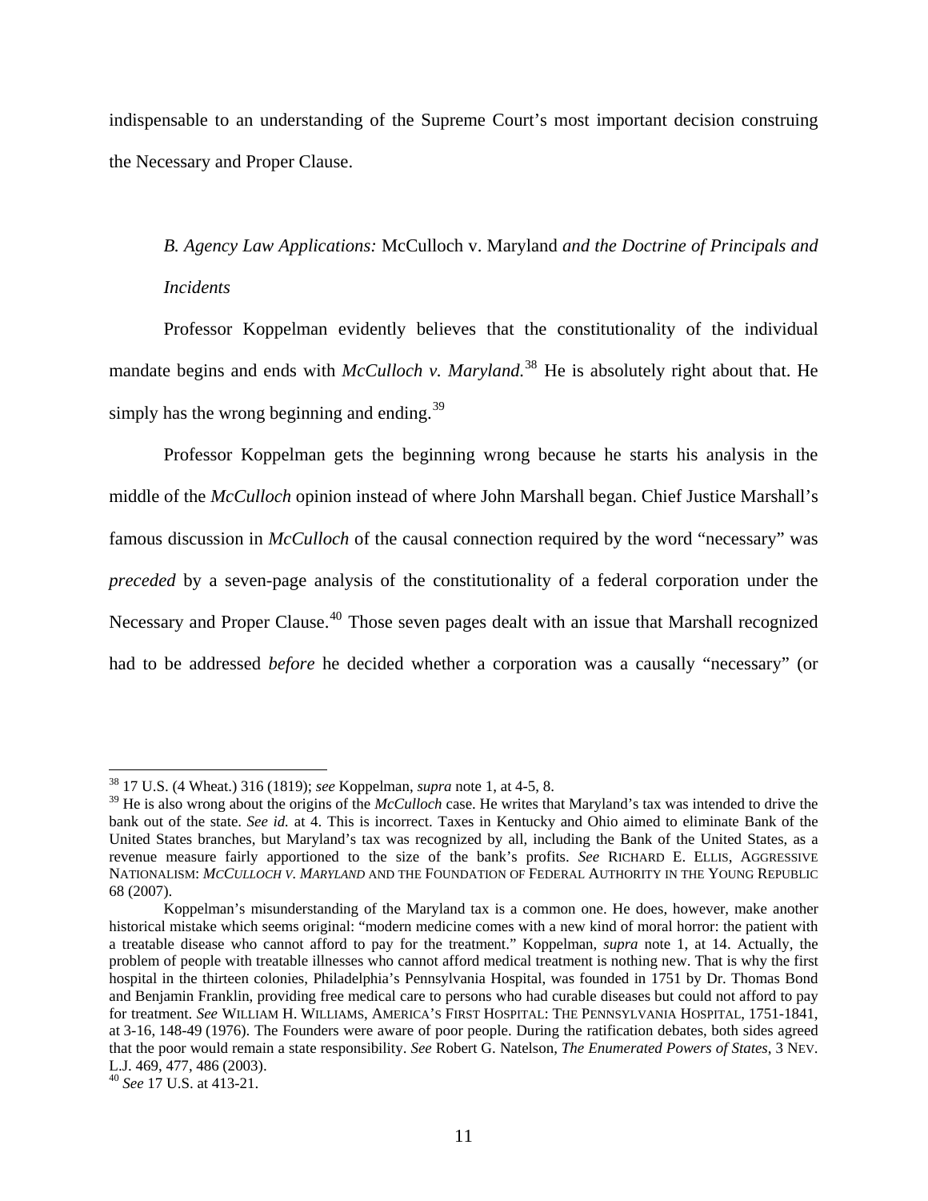indispensable to an understanding of the Supreme Court's most important decision construing the Necessary and Proper Clause.

### *B. Agency Law Applications:* McCulloch v. Maryland *and the Doctrine of Principals and Incidents*

Professor Koppelman evidently believes that the constitutionality of the individual mandate begins and ends with *McCulloch v. Maryland.*[38] He is absolutely right about that. He simply has the wrong beginning and ending.[39]

Professor Koppelman gets the beginning wrong because he starts his analysis in the middle of the *McCulloch* opinion instead of where John Marshall began. Chief Justice Marshall's famous discussion in *McCulloch* of the causal connection required by the word "necessary" was *preceded* by a seven-page analysis of the constitutionality of a federal corporation under the Necessary and Proper Clause.[40] Those seven pages dealt with an issue that Marshall recognized had to be addressed *before* he decided whether a corporation was a causally "necessary" (or

---

[38] 17 U.S. (4 Wheat.) 316 (1819); *see* Koppelman, *supra* note 1, at 4-5, 8.

[39] He is also wrong about the origins of the *McCulloch* case. He writes that Maryland's tax was intended to drive the bank out of the state. *See id.* at 4. This is incorrect. Taxes in Kentucky and Ohio aimed to eliminate Bank of the United States branches, but Maryland's tax was recognized by all, including the Bank of the United States, as a revenue measure fairly apportioned to the size of the bank's profits. *See* RICHARD E. ELLIS, AGGRESSIVE NATIONALISM: *MCCULLOCH V. MARYLAND* AND THE FOUNDATION OF FEDERAL AUTHORITY IN THE YOUNG REPUBLIC 68 (2007).

Koppelman's misunderstanding of the Maryland tax is a common one. He does, however, make another historical mistake which seems original: "modern medicine comes with a new kind of moral horror: the patient with a treatable disease who cannot afford to pay for the treatment." Koppelman, *supra* note 1, at 14. Actually, the problem of people with treatable illnesses who cannot afford medical treatment is nothing new. That is why the first hospital in the thirteen colonies, Philadelphia's Pennsylvania Hospital, was founded in 1751 by Dr. Thomas Bond and Benjamin Franklin, providing free medical care to persons who had curable diseases but could not afford to pay for treatment. *See* WILLIAM H. WILLIAMS, AMERICA'S FIRST HOSPITAL: THE PENNSYLVANIA HOSPITAL, 1751-1841, at 3-16, 148-49 (1976). The Founders were aware of poor people. During the ratification debates, both sides agreed that the poor would remain a state responsibility. *See* Robert G. Natelson, *The Enumerated Powers of States*, 3 NEV. L.J. 469, 477, 486 (2003).

[40] *See* 17 U.S. at 413-21.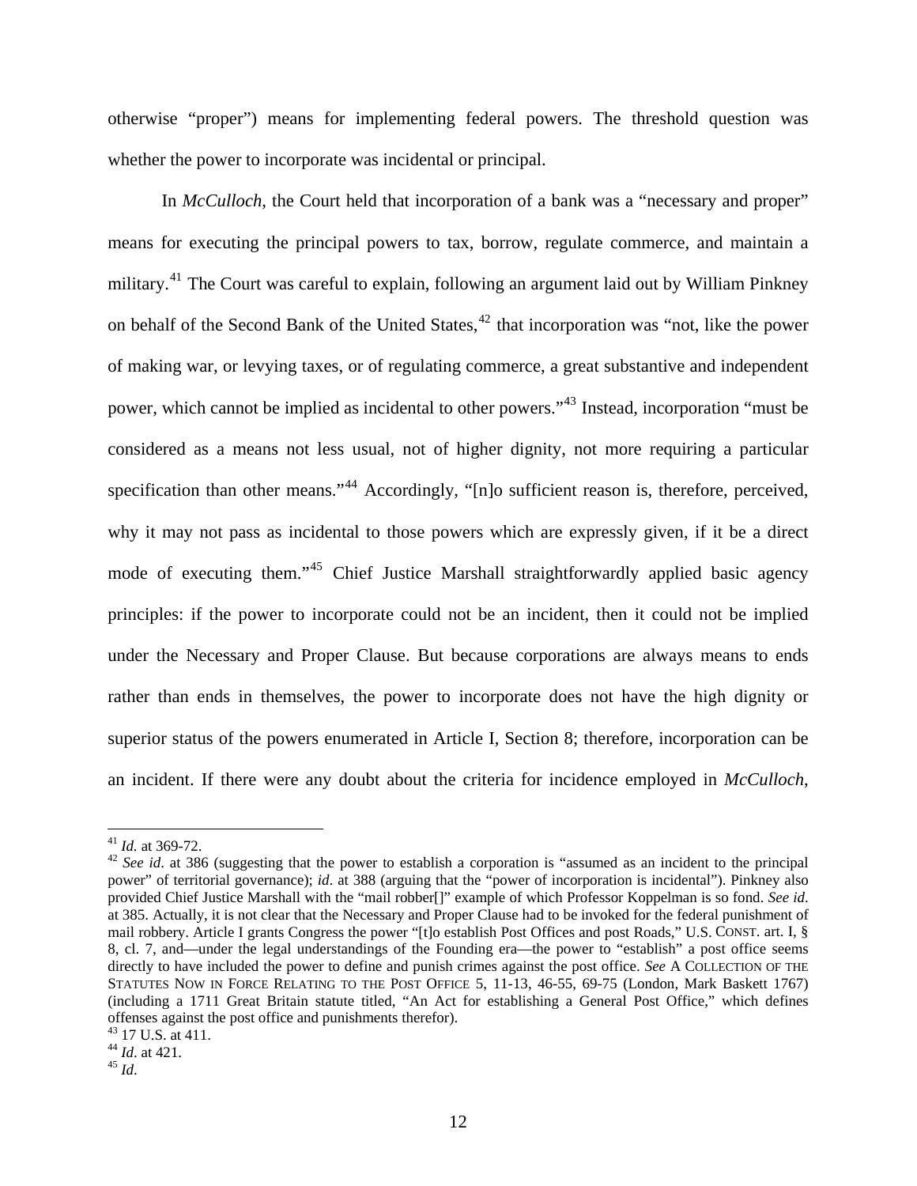otherwise "proper") means for implementing federal powers. The threshold question was whether the power to incorporate was incidental or principal.

In *McCulloch*, the Court held that incorporation of a bank was a "necessary and proper" means for executing the principal powers to tax, borrow, regulate commerce, and maintain a military.[41] The Court was careful to explain, following an argument laid out by William Pinkney on behalf of the Second Bank of the United States,[42] that incorporation was "not, like the power of making war, or levying taxes, or of regulating commerce, a great substantive and independent power, which cannot be implied as incidental to other powers."[43] Instead, incorporation "must be considered as a means not less usual, not of higher dignity, not more requiring a particular specification than other means."[44] Accordingly, "[n]o sufficient reason is, therefore, perceived, why it may not pass as incidental to those powers which are expressly given, if it be a direct mode of executing them."[45] Chief Justice Marshall straightforwardly applied basic agency principles: if the power to incorporate could not be an incident, then it could not be implied under the Necessary and Proper Clause. But because corporations are always means to ends rather than ends in themselves, the power to incorporate does not have the high dignity or superior status of the powers enumerated in Article I, Section 8; therefore, incorporation can be an incident. If there were any doubt about the criteria for incidence employed in *McCulloch*,

---

[41] *Id.* at 369-72.

[42] *See id*. at 386 (suggesting that the power to establish a corporation is "assumed as an incident to the principal power" of territorial governance); *id*. at 388 (arguing that the "power of incorporation is incidental"). Pinkney also provided Chief Justice Marshall with the "mail robber[]" example of which Professor Koppelman is so fond. *See id*. at 385. Actually, it is not clear that the Necessary and Proper Clause had to be invoked for the federal punishment of mail robbery. Article I grants Congress the power "[t]o establish Post Offices and post Roads," U.S. CONST. art. I, § 8, cl. 7, and—under the legal understandings of the Founding era—the power to "establish" a post office seems directly to have included the power to define and punish crimes against the post office. *See* A COLLECTION OF THE STATUTES NOW IN FORCE RELATING TO THE POST OFFICE 5, 11-13, 46-55, 69-75 (London, Mark Baskett 1767) (including a 1711 Great Britain statute titled, "An Act for establishing a General Post Office," which defines offenses against the post office and punishments therefor).

[43] 17 U.S. at 411.

[44] *Id*. at 421.

[45] *Id*.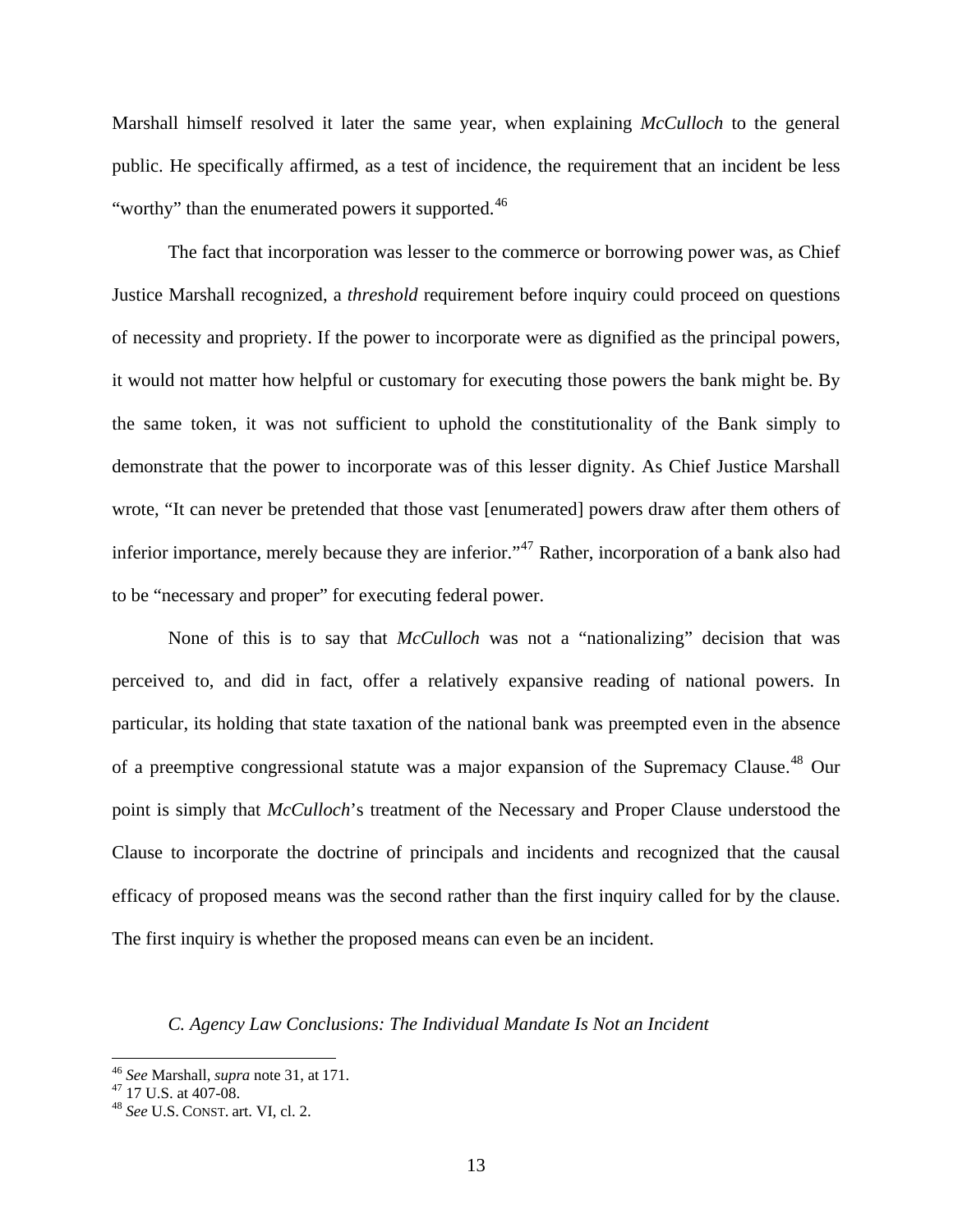Marshall himself resolved it later the same year, when explaining *McCulloch* to the general public. He specifically affirmed, as a test of incidence, the requirement that an incident be less "worthy" than the enumerated powers it supported.[46]

The fact that incorporation was lesser to the commerce or borrowing power was, as Chief Justice Marshall recognized, a *threshold* requirement before inquiry could proceed on questions of necessity and propriety. If the power to incorporate were as dignified as the principal powers, it would not matter how helpful or customary for executing those powers the bank might be. By the same token, it was not sufficient to uphold the constitutionality of the Bank simply to demonstrate that the power to incorporate was of this lesser dignity. As Chief Justice Marshall wrote, "It can never be pretended that those vast [enumerated] powers draw after them others of inferior importance, merely because they are inferior."[47] Rather, incorporation of a bank also had to be "necessary and proper" for executing federal power.

None of this is to say that *McCulloch* was not a "nationalizing" decision that was perceived to, and did in fact, offer a relatively expansive reading of national powers. In particular, its holding that state taxation of the national bank was preempted even in the absence of a preemptive congressional statute was a major expansion of the Supremacy Clause.[48] Our point is simply that *McCulloch*'s treatment of the Necessary and Proper Clause understood the Clause to incorporate the doctrine of principals and incidents and recognized that the causal efficacy of proposed means was the second rather than the first inquiry called for by the clause. The first inquiry is whether the proposed means can even be an incident.

### *C. Agency Law Conclusions: The Individual Mandate Is Not an Incident*

---

[46] *See* Marshall, *supra* note 31, at 171.

[47] 17 U.S. at 407-08.

[48] *See* U.S. CONST. art. VI, cl. 2.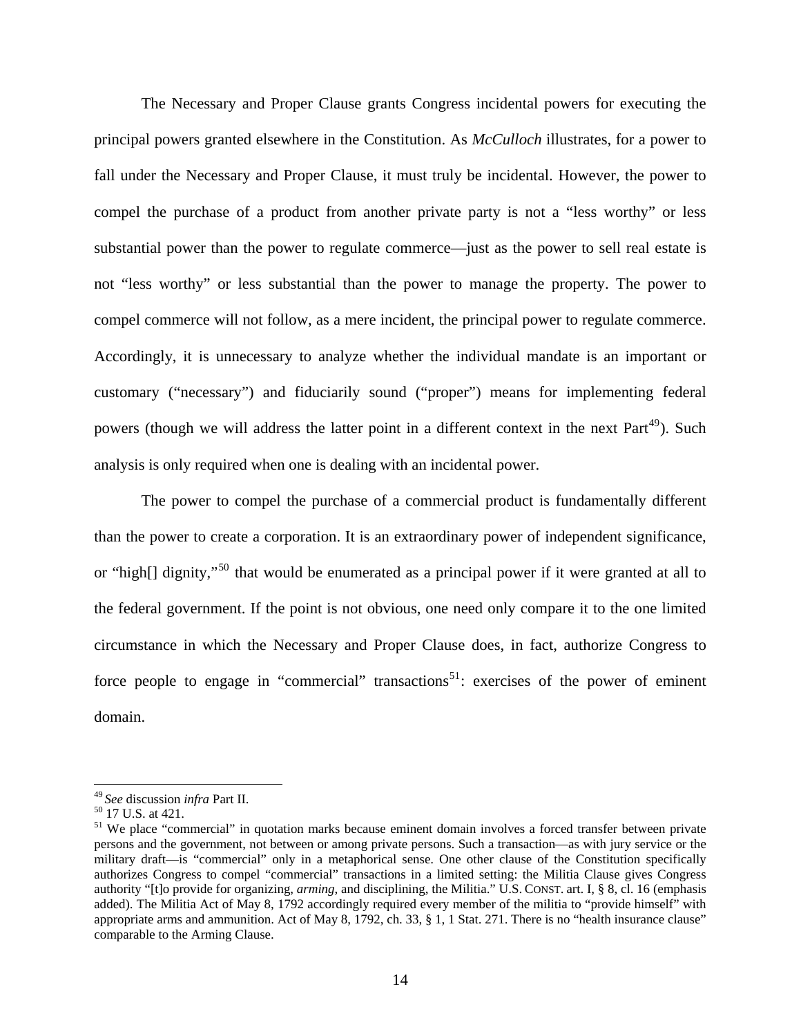The Necessary and Proper Clause grants Congress incidental powers for executing the principal powers granted elsewhere in the Constitution. As *McCulloch* illustrates, for a power to fall under the Necessary and Proper Clause, it must truly be incidental. However, the power to compel the purchase of a product from another private party is not a "less worthy" or less substantial power than the power to regulate commerce—just as the power to sell real estate is not "less worthy" or less substantial than the power to manage the property. The power to compel commerce will not follow, as a mere incident, the principal power to regulate commerce. Accordingly, it is unnecessary to analyze whether the individual mandate is an important or customary ("necessary") and fiduciarily sound ("proper") means for implementing federal powers (though we will address the latter point in a different context in the next Part[49]). Such analysis is only required when one is dealing with an incidental power.

The power to compel the purchase of a commercial product is fundamentally different than the power to create a corporation. It is an extraordinary power of independent significance, or "high[] dignity,"[50] that would be enumerated as a principal power if it were granted at all to the federal government. If the point is not obvious, one need only compare it to the one limited circumstance in which the Necessary and Proper Clause does, in fact, authorize Congress to force people to engage in "commercial" transactions[51]: exercises of the power of eminent domain.

---

[49] *See* discussion *infra* Part II.

[50] 17 U.S. at 421.

[51] We place "commercial" in quotation marks because eminent domain involves a forced transfer between private persons and the government, not between or among private persons. Such a transaction—as with jury service or the military draft—is "commercial" only in a metaphorical sense. One other clause of the Constitution specifically authorizes Congress to compel "commercial" transactions in a limited setting: the Militia Clause gives Congress authority "[t]o provide for organizing, *arming*, and disciplining, the Militia." U.S. CONST. art. I, § 8, cl. 16 (emphasis added). The Militia Act of May 8, 1792 accordingly required every member of the militia to "provide himself" with appropriate arms and ammunition. Act of May 8, 1792, ch. 33, § 1, 1 Stat. 271. There is no "health insurance clause" comparable to the Arming Clause.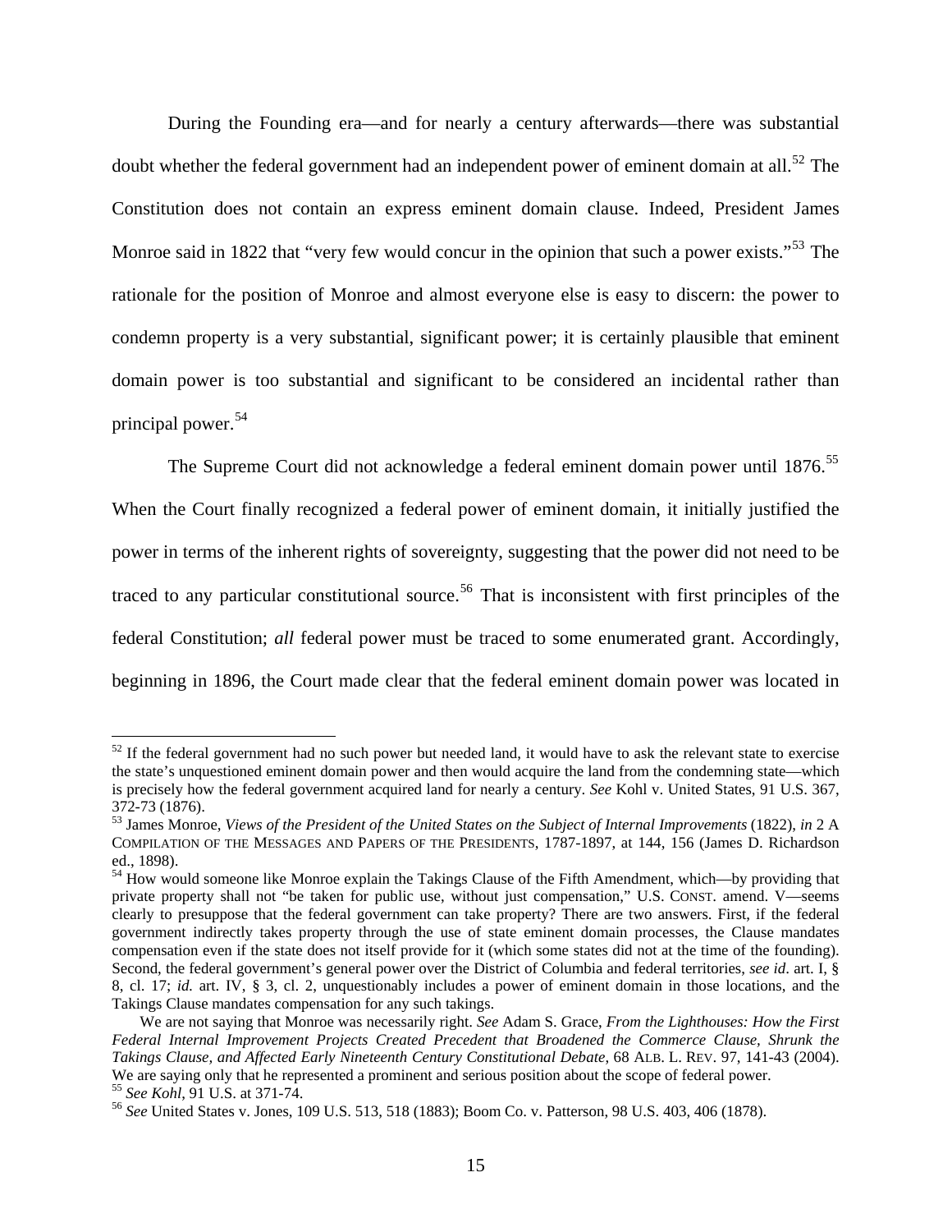During the Founding era—and for nearly a century afterwards—there was substantial doubt whether the federal government had an independent power of eminent domain at all.[52] The Constitution does not contain an express eminent domain clause. Indeed, President James Monroe said in 1822 that "very few would concur in the opinion that such a power exists."[53] The rationale for the position of Monroe and almost everyone else is easy to discern: the power to condemn property is a very substantial, significant power; it is certainly plausible that eminent domain power is too substantial and significant to be considered an incidental rather than principal power.[54]

The Supreme Court did not acknowledge a federal eminent domain power until 1876.[55] When the Court finally recognized a federal power of eminent domain, it initially justified the power in terms of the inherent rights of sovereignty, suggesting that the power did not need to be traced to any particular constitutional source.[56] That is inconsistent with first principles of the federal Constitution; *all* federal power must be traced to some enumerated grant. Accordingly, beginning in 1896, the Court made clear that the federal eminent domain power was located in

---

[52] If the federal government had no such power but needed land, it would have to ask the relevant state to exercise the state's unquestioned eminent domain power and then would acquire the land from the condemning state—which is precisely how the federal government acquired land for nearly a century. *See* Kohl v. United States, 91 U.S. 367, 372-73 (1876).

[53] James Monroe, *Views of the President of the United States on the Subject of Internal Improvements* (1822), *in* 2 A COMPILATION OF THE MESSAGES AND PAPERS OF THE PRESIDENTS, 1787-1897, at 144, 156 (James D. Richardson ed., 1898).

[54] How would someone like Monroe explain the Takings Clause of the Fifth Amendment, which—by providing that private property shall not "be taken for public use, without just compensation," U.S. CONST. amend. V—seems clearly to presuppose that the federal government can take property? There are two answers. First, if the federal government indirectly takes property through the use of state eminent domain processes, the Clause mandates compensation even if the state does not itself provide for it (which some states did not at the time of the founding). Second, the federal government's general power over the District of Columbia and federal territories, *see id*. art. I, § 8, cl. 17; *id.* art. IV, § 3, cl. 2, unquestionably includes a power of eminent domain in those locations, and the Takings Clause mandates compensation for any such takings.

We are not saying that Monroe was necessarily right. *See* Adam S. Grace, *From the Lighthouses: How the First Federal Internal Improvement Projects Created Precedent that Broadened the Commerce Clause, Shrunk the Takings Clause, and Affected Early Nineteenth Century Constitutional Debate*, 68 ALB. L. REV. 97, 141-43 (2004). We are saying only that he represented a prominent and serious position about the scope of federal power.

[55] *See Kohl*, 91 U.S. at 371-74.

[56] *See* United States v. Jones, 109 U.S. 513, 518 (1883); Boom Co. v. Patterson, 98 U.S. 403, 406 (1878).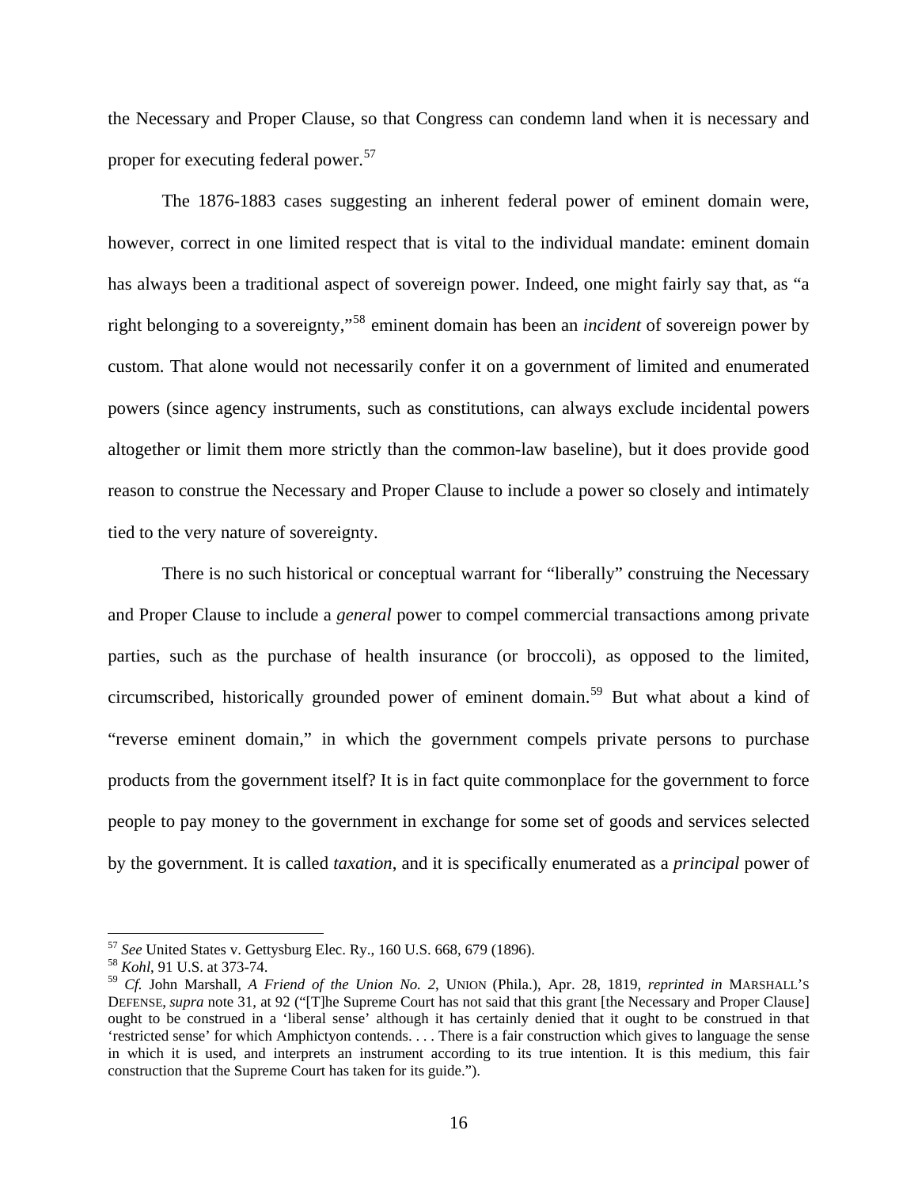the Necessary and Proper Clause, so that Congress can condemn land when it is necessary and proper for executing federal power.[57]

The 1876-1883 cases suggesting an inherent federal power of eminent domain were, however, correct in one limited respect that is vital to the individual mandate: eminent domain has always been a traditional aspect of sovereign power. Indeed, one might fairly say that, as "a right belonging to a sovereignty,"[58] eminent domain has been an *incident* of sovereign power by custom. That alone would not necessarily confer it on a government of limited and enumerated powers (since agency instruments, such as constitutions, can always exclude incidental powers altogether or limit them more strictly than the common-law baseline), but it does provide good reason to construe the Necessary and Proper Clause to include a power so closely and intimately tied to the very nature of sovereignty.

There is no such historical or conceptual warrant for "liberally" construing the Necessary and Proper Clause to include a *general* power to compel commercial transactions among private parties, such as the purchase of health insurance (or broccoli), as opposed to the limited, circumscribed, historically grounded power of eminent domain.[59] But what about a kind of "reverse eminent domain," in which the government compels private persons to purchase products from the government itself? It is in fact quite commonplace for the government to force people to pay money to the government in exchange for some set of goods and services selected by the government. It is called *taxation*, and it is specifically enumerated as a *principal* power of

---

[57] *See* United States v. Gettysburg Elec. Ry., 160 U.S. 668, 679 (1896).

[58] *Kohl*, 91 U.S. at 373-74.

[59] *Cf.* John Marshall, *A Friend of the Union No. 2*, UNION (Phila.), Apr. 28, 1819, *reprinted in* MARSHALL'S DEFENSE, *supra* note 31, at 92 ("[T]he Supreme Court has not said that this grant [the Necessary and Proper Clause] ought to be construed in a 'liberal sense' although it has certainly denied that it ought to be construed in that 'restricted sense' for which Amphictyon contends. . . . There is a fair construction which gives to language the sense in which it is used, and interprets an instrument according to its true intention. It is this medium, this fair construction that the Supreme Court has taken for its guide.").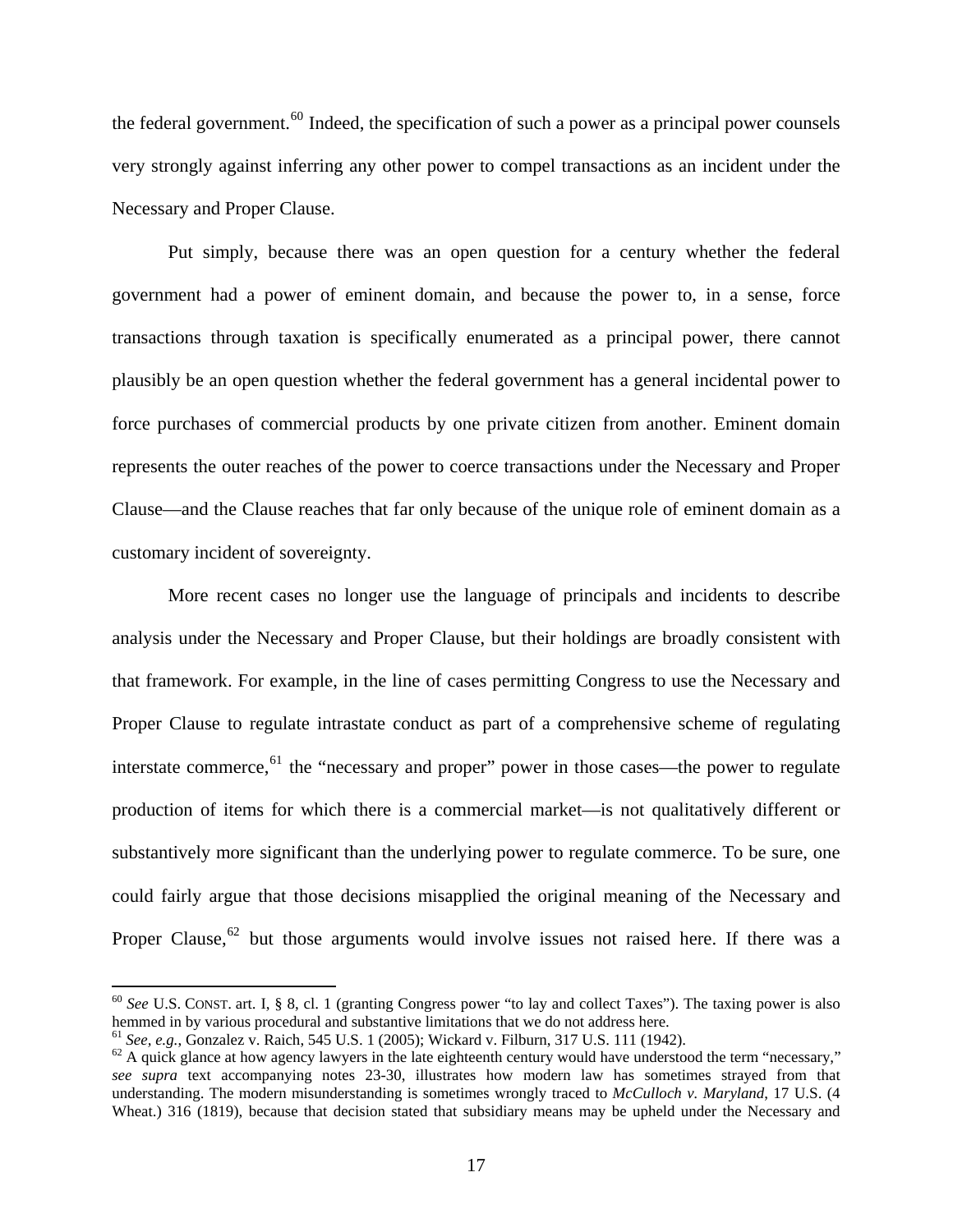the federal government.[60] Indeed, the specification of such a power as a principal power counsels very strongly against inferring any other power to compel transactions as an incident under the Necessary and Proper Clause.

Put simply, because there was an open question for a century whether the federal government had a power of eminent domain, and because the power to, in a sense, force transactions through taxation is specifically enumerated as a principal power, there cannot plausibly be an open question whether the federal government has a general incidental power to force purchases of commercial products by one private citizen from another. Eminent domain represents the outer reaches of the power to coerce transactions under the Necessary and Proper Clause—and the Clause reaches that far only because of the unique role of eminent domain as a customary incident of sovereignty.

More recent cases no longer use the language of principals and incidents to describe analysis under the Necessary and Proper Clause, but their holdings are broadly consistent with that framework. For example, in the line of cases permitting Congress to use the Necessary and Proper Clause to regulate intrastate conduct as part of a comprehensive scheme of regulating interstate commerce,[61] the "necessary and proper" power in those cases—the power to regulate production of items for which there is a commercial market—is not qualitatively different or substantively more significant than the underlying power to regulate commerce. To be sure, one could fairly argue that those decisions misapplied the original meaning of the Necessary and Proper Clause,[62] but those arguments would involve issues not raised here. If there was a

---

[60] *See* U.S. CONST. art. I, § 8, cl. 1 (granting Congress power "to lay and collect Taxes"). The taxing power is also hemmed in by various procedural and substantive limitations that we do not address here.

[61] *See, e.g.*, Gonzalez v. Raich, 545 U.S. 1 (2005); Wickard v. Filburn, 317 U.S. 111 (1942).

[62] A quick glance at how agency lawyers in the late eighteenth century would have understood the term "necessary," *see supra* text accompanying notes 23-30, illustrates how modern law has sometimes strayed from that understanding. The modern misunderstanding is sometimes wrongly traced to *McCulloch v. Maryland*, 17 U.S. (4 Wheat.) 316 (1819), because that decision stated that subsidiary means may be upheld under the Necessary and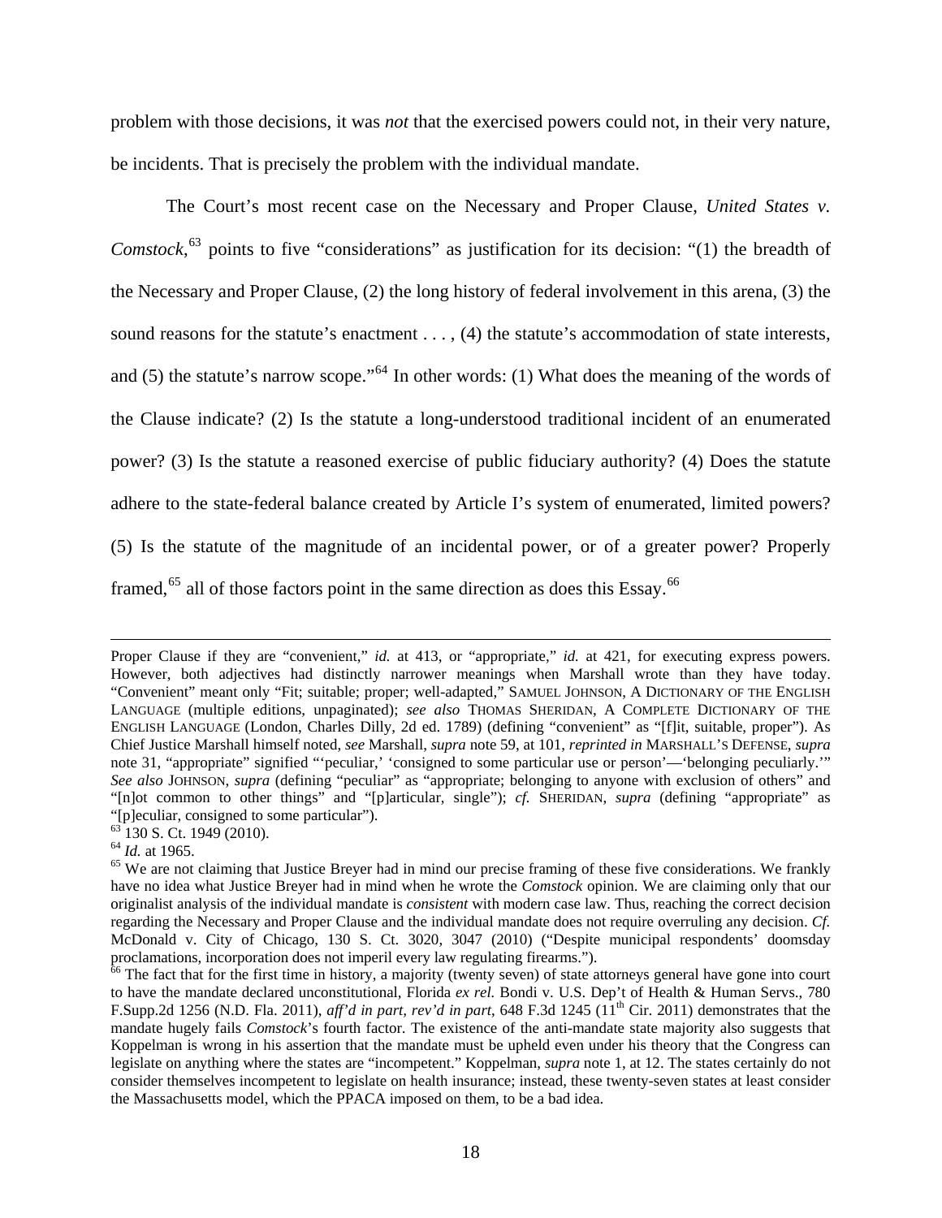problem with those decisions, it was *not* that the exercised powers could not, in their very nature, be incidents. That is precisely the problem with the individual mandate.

The Court's most recent case on the Necessary and Proper Clause, *United States v. Comstock*,[63] points to five "considerations" as justification for its decision: "(1) the breadth of the Necessary and Proper Clause, (2) the long history of federal involvement in this arena, (3) the sound reasons for the statute's enactment . . . , (4) the statute's accommodation of state interests, and (5) the statute's narrow scope."[64] In other words: (1) What does the meaning of the words of the Clause indicate? (2) Is the statute a long-understood traditional incident of an enumerated power? (3) Is the statute a reasoned exercise of public fiduciary authority? (4) Does the statute adhere to the state-federal balance created by Article I's system of enumerated, limited powers? (5) Is the statute of the magnitude of an incidental power, or of a greater power? Properly framed,[65] all of those factors point in the same direction as does this Essay.[66]

---

Proper Clause if they are "convenient," *id.* at 413, or "appropriate," *id.* at 421, for executing express powers. However, both adjectives had distinctly narrower meanings when Marshall wrote than they have today. "Convenient" meant only "Fit; suitable; proper; well-adapted," SAMUEL JOHNSON, A DICTIONARY OF THE ENGLISH LANGUAGE (multiple editions, unpaginated); *see also* THOMAS SHERIDAN, A COMPLETE DICTIONARY OF THE ENGLISH LANGUAGE (London, Charles Dilly, 2d ed. 1789) (defining "convenient" as "[f]it, suitable, proper"). As Chief Justice Marshall himself noted, *see* Marshall, *supra* note 59, at 101, *reprinted in* MARSHALL'S DEFENSE, *supra* note 31, "appropriate" signified "'peculiar,' 'consigned to some particular use or person'—'belonging peculiarly.'" *See also* JOHNSON, *supra* (defining "peculiar" as "appropriate; belonging to anyone with exclusion of others" and "[n]ot common to other things" and "[p]articular, single"); *cf.* SHERIDAN, *supra* (defining "appropriate" as "[p]eculiar, consigned to some particular").

[63] 130 S. Ct. 1949 (2010).

[64] *Id.* at 1965.

[65] We are not claiming that Justice Breyer had in mind our precise framing of these five considerations. We frankly have no idea what Justice Breyer had in mind when he wrote the *Comstock* opinion. We are claiming only that our originalist analysis of the individual mandate is *consistent* with modern case law. Thus, reaching the correct decision regarding the Necessary and Proper Clause and the individual mandate does not require overruling any decision. *Cf.* McDonald v. City of Chicago, 130 S. Ct. 3020, 3047 (2010) ("Despite municipal respondents' doomsday proclamations, incorporation does not imperil every law regulating firearms.").

[66] The fact that for the first time in history, a majority (twenty seven) of state attorneys general have gone into court to have the mandate declared unconstitutional, Florida *ex rel.* Bondi v. U.S. Dep't of Health & Human Servs., 780 F.Supp.2d 1256 (N.D. Fla. 2011), *aff'd in part, rev'd in part*, 648 F.3d 1245 (11th Cir. 2011) demonstrates that the mandate hugely fails *Comstock*'s fourth factor. The existence of the anti-mandate state majority also suggests that Koppelman is wrong in his assertion that the mandate must be upheld even under his theory that the Congress can legislate on anything where the states are "incompetent." Koppelman, *supra* note 1, at 12. The states certainly do not consider themselves incompetent to legislate on health insurance; instead, these twenty-seven states at least consider the Massachusetts model, which the PPACA imposed on them, to be a bad idea.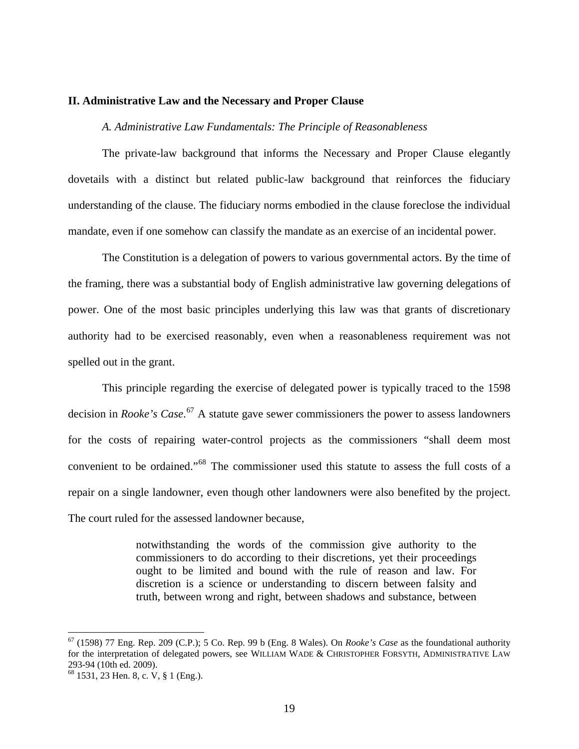## II. Administrative Law and the Necessary and Proper Clause

### *A. Administrative Law Fundamentals: The Principle of Reasonableness*

The private-law background that informs the Necessary and Proper Clause elegantly dovetails with a distinct but related public-law background that reinforces the fiduciary understanding of the clause. The fiduciary norms embodied in the clause foreclose the individual mandate, even if one somehow can classify the mandate as an exercise of an incidental power.

The Constitution is a delegation of powers to various governmental actors. By the time of the framing, there was a substantial body of English administrative law governing delegations of power. One of the most basic principles underlying this law was that grants of discretionary authority had to be exercised reasonably, even when a reasonableness requirement was not spelled out in the grant.

This principle regarding the exercise of delegated power is typically traced to the 1598 decision in *Rooke's Case*.[67] A statute gave sewer commissioners the power to assess landowners for the costs of repairing water-control projects as the commissioners "shall deem most convenient to be ordained."[68] The commissioner used this statute to assess the full costs of a repair on a single landowner, even though other landowners were also benefited by the project. The court ruled for the assessed landowner because,

> notwithstanding the words of the commission give authority to the commissioners to do according to their discretions, yet their proceedings ought to be limited and bound with the rule of reason and law. For discretion is a science or understanding to discern between falsity and truth, between wrong and right, between shadows and substance, between

---

[67] (1598) 77 Eng. Rep. 209 (C.P.); 5 Co. Rep. 99 b (Eng. 8 Wales). On *Rooke's Case* as the foundational authority for the interpretation of delegated powers, see WILLIAM WADE & CHRISTOPHER FORSYTH, ADMINISTRATIVE LAW 293-94 (10th ed. 2009).

[68] 1531, 23 Hen. 8, c. V, § 1 (Eng.).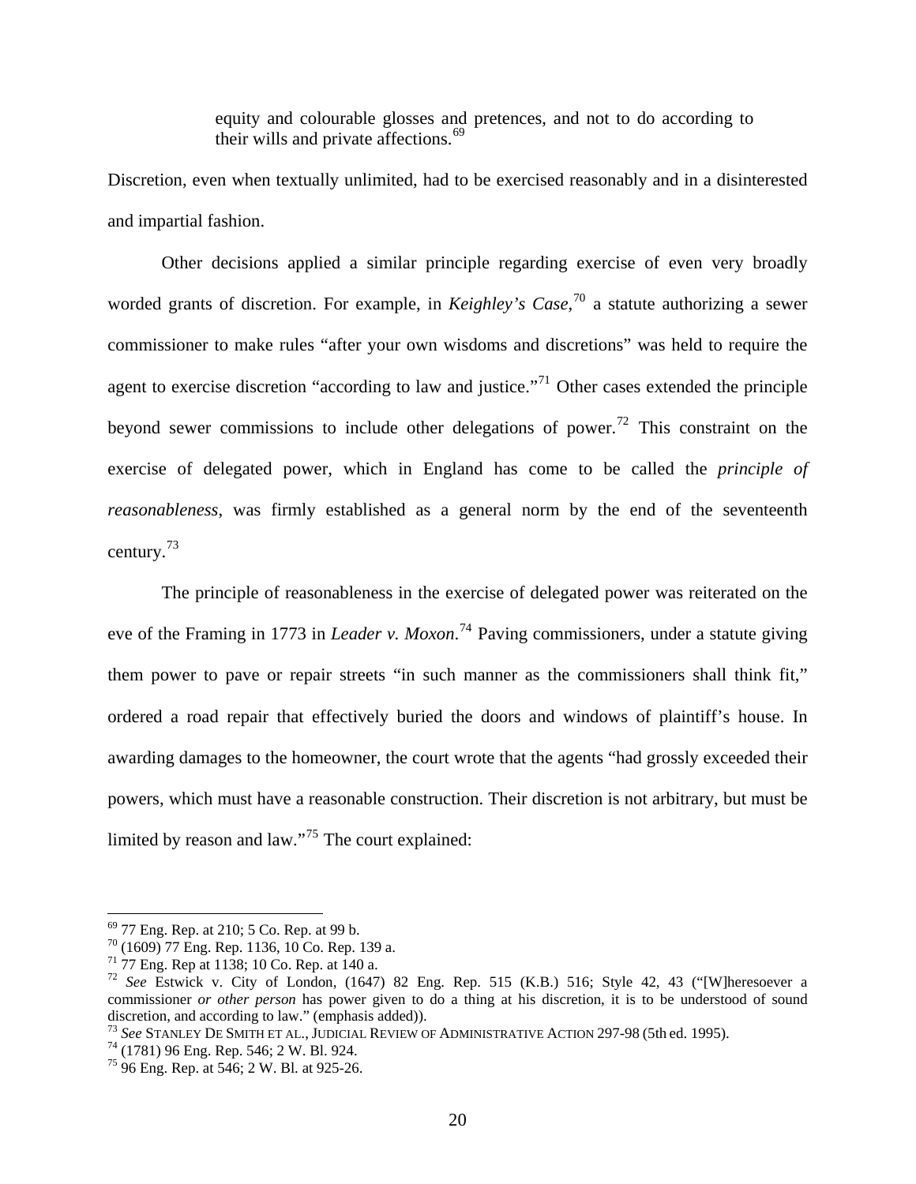> equity and colourable glosses and pretences, and not to do according to their wills and private affections.[69]

Discretion, even when textually unlimited, had to be exercised reasonably and in a disinterested and impartial fashion.

Other decisions applied a similar principle regarding exercise of even very broadly worded grants of discretion. For example, in *Keighley's Case*,[70] a statute authorizing a sewer commissioner to make rules "after your own wisdoms and discretions" was held to require the agent to exercise discretion "according to law and justice."[71] Other cases extended the principle beyond sewer commissions to include other delegations of power.[72] This constraint on the exercise of delegated power, which in England has come to be called the *principle of reasonableness*, was firmly established as a general norm by the end of the seventeenth century.[73]

The principle of reasonableness in the exercise of delegated power was reiterated on the eve of the Framing in 1773 in *Leader v. Moxon*.[74] Paving commissioners, under a statute giving them power to pave or repair streets "in such manner as the commissioners shall think fit," ordered a road repair that effectively buried the doors and windows of plaintiff's house. In awarding damages to the homeowner, the court wrote that the agents "had grossly exceeded their powers, which must have a reasonable construction. Their discretion is not arbitrary, but must be limited by reason and law."[75] The court explained:

---

[69] 77 Eng. Rep. at 210; 5 Co. Rep. at 99 b.

[70] (1609) 77 Eng. Rep. 1136, 10 Co. Rep. 139 a.

[71] 77 Eng. Rep at 1138; 10 Co. Rep. at 140 a.

[72] *See* Estwick v. City of London, (1647) 82 Eng. Rep. 515 (K.B.) 516; Style 42, 43 ("[W]heresoever a commissioner *or other person* has power given to do a thing at his discretion, it is to be understood of sound discretion, and according to law." (emphasis added)).

[73] *See* STANLEY DE SMITH ET AL., JUDICIAL REVIEW OF ADMINISTRATIVE ACTION 297-98 (5th ed. 1995).

[74] (1781) 96 Eng. Rep. 546; 2 W. Bl. 924.

[75] 96 Eng. Rep. at 546; 2 W. Bl. at 925-26.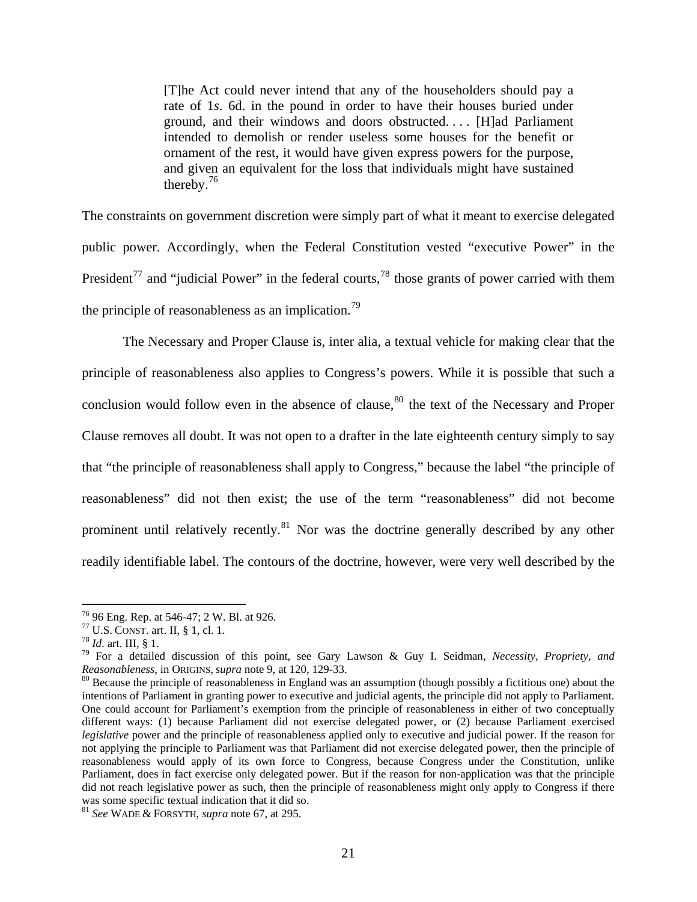> [T]he Act could never intend that any of the householders should pay a rate of 1*s*. 6d. in the pound in order to have their houses buried under ground, and their windows and doors obstructed. . . . [H]ad Parliament intended to demolish or render useless some houses for the benefit or ornament of the rest, it would have given express powers for the purpose, and given an equivalent for the loss that individuals might have sustained thereby.[76]

The constraints on government discretion were simply part of what it meant to exercise delegated public power. Accordingly, when the Federal Constitution vested "executive Power" in the President[77] and "judicial Power" in the federal courts,[78] those grants of power carried with them the principle of reasonableness as an implication.[79]

The Necessary and Proper Clause is, inter alia, a textual vehicle for making clear that the principle of reasonableness also applies to Congress's powers. While it is possible that such a conclusion would follow even in the absence of clause,[80] the text of the Necessary and Proper Clause removes all doubt. It was not open to a drafter in the late eighteenth century simply to say that "the principle of reasonableness shall apply to Congress," because the label "the principle of reasonableness" did not then exist; the use of the term "reasonableness" did not become prominent until relatively recently.[81] Nor was the doctrine generally described by any other readily identifiable label. The contours of the doctrine, however, were very well described by the

---

[76] 96 Eng. Rep. at 546-47; 2 W. Bl. at 926.

[77] U.S. CONST. art. II, § 1, cl. 1.

[78] *Id*. art. III, § 1.

[79] For a detailed discussion of this point, see Gary Lawson & Guy I. Seidman, *Necessity, Propriety, and Reasonableness*, in ORIGINS, *supra* note 9, at 120, 129-33.

[80] Because the principle of reasonableness in England was an assumption (though possibly a fictitious one) about the intentions of Parliament in granting power to executive and judicial agents, the principle did not apply to Parliament. One could account for Parliament's exemption from the principle of reasonableness in either of two conceptually different ways: (1) because Parliament did not exercise delegated power, or (2) because Parliament exercised *legislative* power and the principle of reasonableness applied only to executive and judicial power. If the reason for not applying the principle to Parliament was that Parliament did not exercise delegated power, then the principle of reasonableness would apply of its own force to Congress, because Congress under the Constitution, unlike Parliament, does in fact exercise only delegated power. But if the reason for non-application was that the principle did not reach legislative power as such, then the principle of reasonableness might only apply to Congress if there was some specific textual indication that it did so.

[81] *See* WADE & FORSYTH, *supra* note 67, at 295.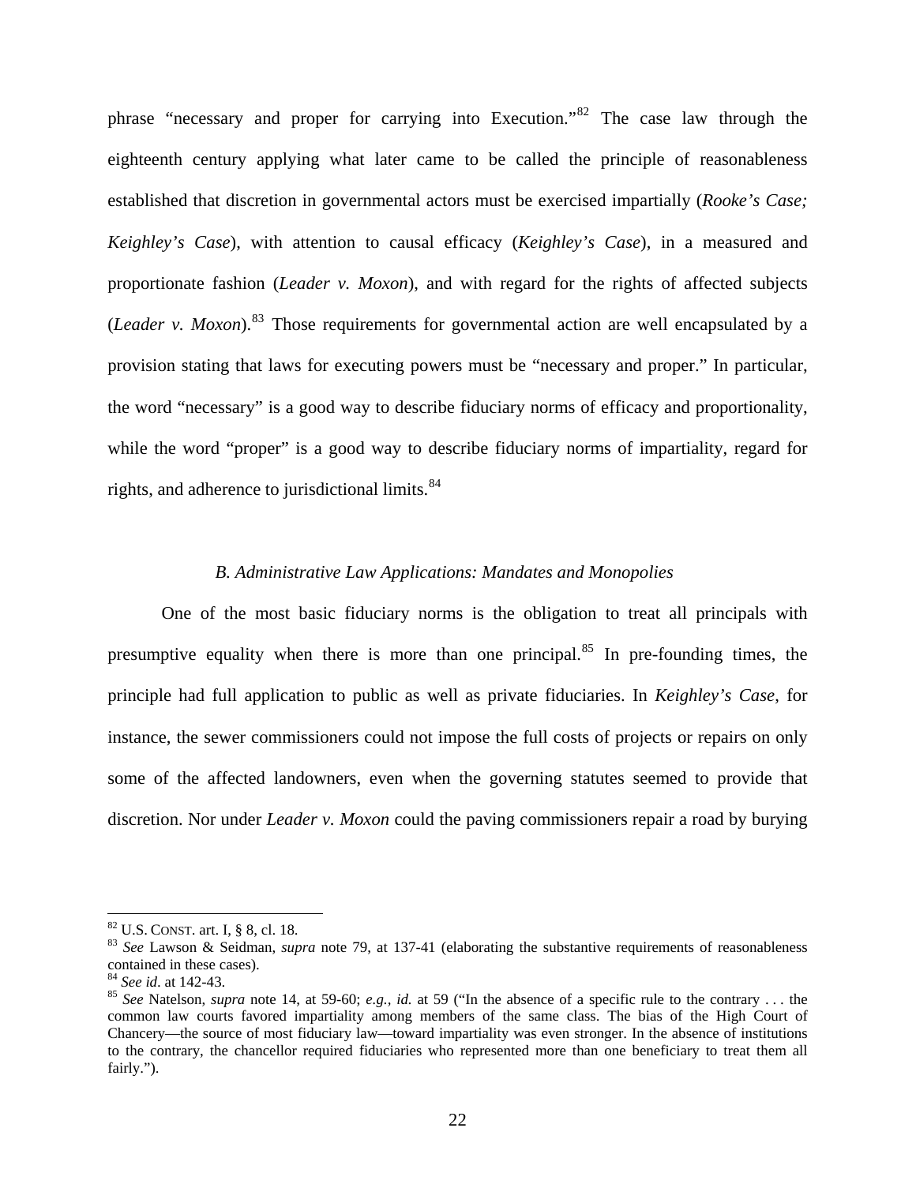phrase "necessary and proper for carrying into Execution."[82] The case law through the eighteenth century applying what later came to be called the principle of reasonableness established that discretion in governmental actors must be exercised impartially (*Rooke's Case; Keighley's Case*), with attention to causal efficacy (*Keighley's Case*), in a measured and proportionate fashion (*Leader v. Moxon*), and with regard for the rights of affected subjects (*Leader v. Moxon*).[83] Those requirements for governmental action are well encapsulated by a provision stating that laws for executing powers must be "necessary and proper." In particular, the word "necessary" is a good way to describe fiduciary norms of efficacy and proportionality, while the word "proper" is a good way to describe fiduciary norms of impartiality, regard for rights, and adherence to jurisdictional limits.[84]

### *B. Administrative Law Applications: Mandates and Monopolies*

One of the most basic fiduciary norms is the obligation to treat all principals with presumptive equality when there is more than one principal.[85] In pre-founding times, the principle had full application to public as well as private fiduciaries. In *Keighley's Case*, for instance, the sewer commissioners could not impose the full costs of projects or repairs on only some of the affected landowners, even when the governing statutes seemed to provide that discretion. Nor under *Leader v. Moxon* could the paving commissioners repair a road by burying

---

[82] U.S. CONST. art. I, § 8, cl. 18.

[83] *See* Lawson & Seidman, *supra* note 79, at 137-41 (elaborating the substantive requirements of reasonableness contained in these cases).

[84] *See id*. at 142-43.

[85] *See* Natelson, *supra* note 14, at 59-60; *e.g.*, *id.* at 59 ("In the absence of a specific rule to the contrary . . . the common law courts favored impartiality among members of the same class. The bias of the High Court of Chancery—the source of most fiduciary law—toward impartiality was even stronger. In the absence of institutions to the contrary, the chancellor required fiduciaries who represented more than one beneficiary to treat them all fairly.").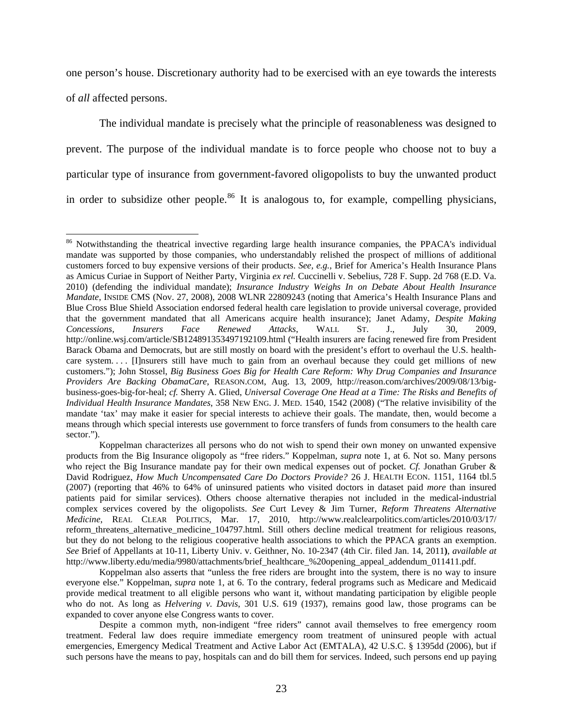one person's house. Discretionary authority had to be exercised with an eye towards the interests of *all* affected persons.

The individual mandate is precisely what the principle of reasonableness was designed to prevent. The purpose of the individual mandate is to force people who choose not to buy a particular type of insurance from government-favored oligopolists to buy the unwanted product in order to subsidize other people.[86] It is analogous to, for example, compelling physicians,

---

[86] Notwithstanding the theatrical invective regarding large health insurance companies, the PPACA's individual mandate was supported by those companies, who understandably relished the prospect of millions of additional customers forced to buy expensive versions of their products. *See, e.g.*, Brief for America's Health Insurance Plans as Amicus Curiae in Support of Neither Party, Virginia *ex rel.* Cuccinelli v. Sebelius, 728 F. Supp. 2d 768 (E.D. Va. 2010) (defending the individual mandate); *Insurance Industry Weighs In on Debate About Health Insurance Mandate*, INSIDE CMS (Nov. 27, 2008), 2008 WLNR 22809243 (noting that America's Health Insurance Plans and Blue Cross Blue Shield Association endorsed federal health care legislation to provide universal coverage, provided that the government mandated that all Americans acquire health insurance); Janet Adamy, *Despite Making Concessions, Insurers Face Renewed Attacks*, WALL ST. J., July 30, 2009, http://online.wsj.com/article/SB124891353497192109.html ("Health insurers are facing renewed fire from President Barack Obama and Democrats, but are still mostly on board with the president's effort to overhaul the U.S. health-care system. . . . [I]nsurers still have much to gain from an overhaul because they could get millions of new customers."); John Stossel, *Big Business Goes Big for Health Care Reform: Why Drug Companies and Insurance Providers Are Backing ObamaCare*, REASON.COM, Aug. 13, 2009, http://reason.com/archives/2009/08/13/big-business-goes-big-for-heal; *cf.* Sherry A. Glied, *Universal Coverage One Head at a Time: The Risks and Benefits of Individual Health Insurance Mandates*, 358 NEW ENG. J. MED. 1540, 1542 (2008) ("The relative invisibility of the mandate 'tax' may make it easier for special interests to achieve their goals. The mandate, then, would become a means through which special interests use government to force transfers of funds from consumers to the health care sector.").

Koppelman characterizes all persons who do not wish to spend their own money on unwanted expensive products from the Big Insurance oligopoly as "free riders." Koppelman, *supra* note 1, at 6. Not so. Many persons who reject the Big Insurance mandate pay for their own medical expenses out of pocket. *Cf.* Jonathan Gruber & David Rodriguez, *How Much Uncompensated Care Do Doctors Provide?* 26 J. HEALTH ECON. 1151, 1164 tbl.5 (2007) (reporting that 46% to 64% of uninsured patients who visited doctors in dataset paid *more* than insured patients paid for similar services). Others choose alternative therapies not included in the medical-industrial complex services covered by the oligopolists. *See* Curt Levey & Jim Turner, *Reform Threatens Alternative Medicine*, REAL CLEAR POLITICS, Mar. 17, 2010, http://www.realclearpolitics.com/articles/2010/03/17/reform_threatens_alternative_medicine_104797.html. Still others decline medical treatment for religious reasons, but they do not belong to the religious cooperative health associations to which the PPACA grants an exemption. *See* Brief of Appellants at 10-11, Liberty Univ. v. Geithner, No. 10-2347 (4th Cir. filed Jan. 14, 2011), *available at* http://www.liberty.edu/media/9980/attachments/brief_healthcare_%20opening_appeal_addendum_011411.pdf.

Koppelman also asserts that "unless the free riders are brought into the system, there is no way to insure everyone else." Koppelman, *supra* note 1, at 6. To the contrary, federal programs such as Medicare and Medicaid provide medical treatment to all eligible persons who want it, without mandating participation by eligible people who do not. As long as *Helvering v. Davis*, 301 U.S. 619 (1937), remains good law, those programs can be expanded to cover anyone else Congress wants to cover.

Despite a common myth, non-indigent "free riders" cannot avail themselves to free emergency room treatment. Federal law does require immediate emergency room treatment of uninsured people with actual emergencies, Emergency Medical Treatment and Active Labor Act (EMTALA), 42 U.S.C. § 1395dd (2006), but if such persons have the means to pay, hospitals can and do bill them for services. Indeed, such persons end up paying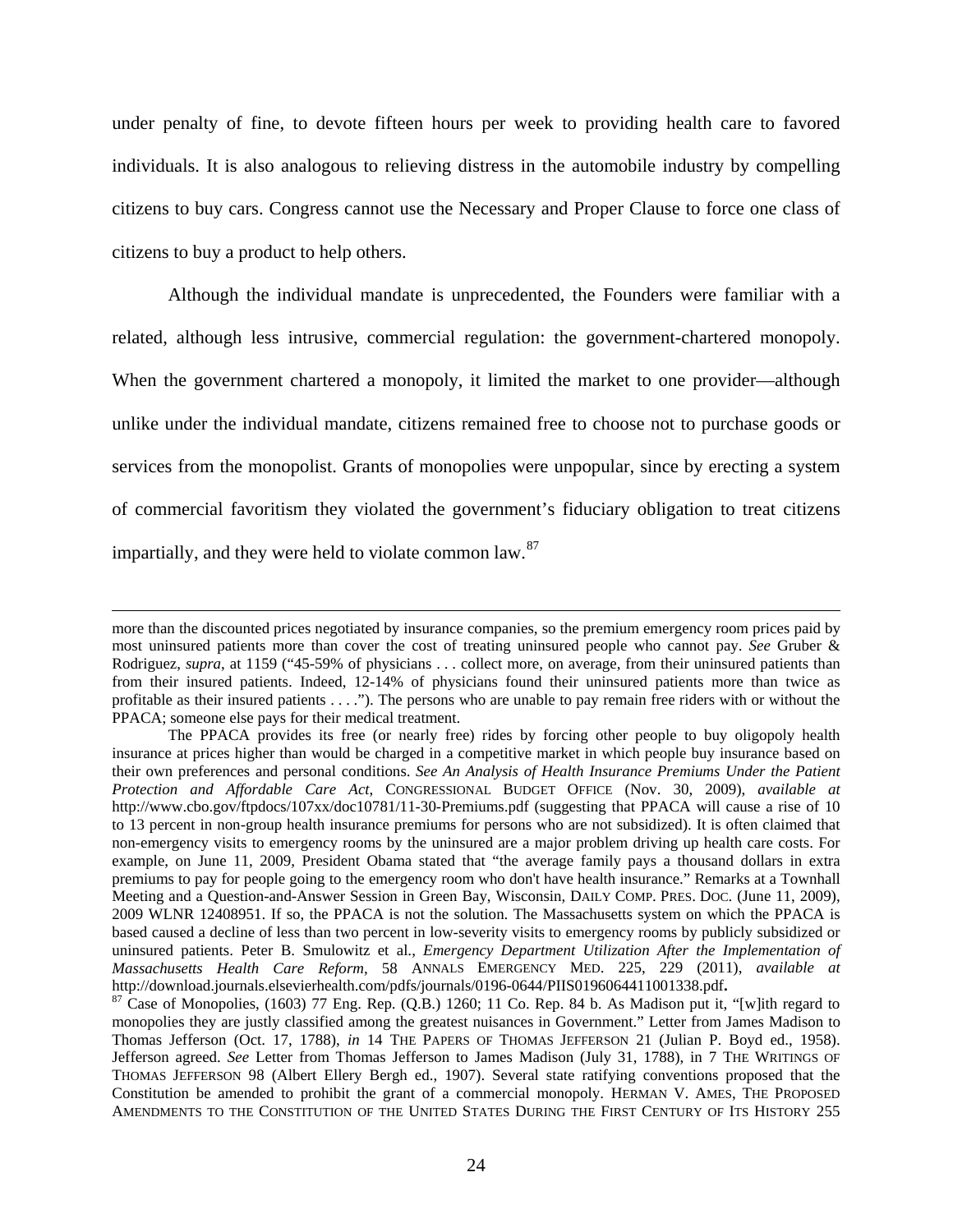under penalty of fine, to devote fifteen hours per week to providing health care to favored individuals. It is also analogous to relieving distress in the automobile industry by compelling citizens to buy cars. Congress cannot use the Necessary and Proper Clause to force one class of citizens to buy a product to help others.

Although the individual mandate is unprecedented, the Founders were familiar with a related, although less intrusive, commercial regulation: the government-chartered monopoly. When the government chartered a monopoly, it limited the market to one provider—although unlike under the individual mandate, citizens remained free to choose not to purchase goods or services from the monopolist. Grants of monopolies were unpopular, since by erecting a system of commercial favoritism they violated the government's fiduciary obligation to treat citizens impartially, and they were held to violate common law.[87]

---

more than the discounted prices negotiated by insurance companies, so the premium emergency room prices paid by most uninsured patients more than cover the cost of treating uninsured people who cannot pay. *See* Gruber & Rodriguez, *supra*, at 1159 ("45-59% of physicians . . . collect more, on average, from their uninsured patients than from their insured patients. Indeed, 12-14% of physicians found their uninsured patients more than twice as profitable as their insured patients . . . ."). The persons who are unable to pay remain free riders with or without the PPACA; someone else pays for their medical treatment.

The PPACA provides its free (or nearly free) rides by forcing other people to buy oligopoly health insurance at prices higher than would be charged in a competitive market in which people buy insurance based on their own preferences and personal conditions. *See An Analysis of Health Insurance Premiums Under the Patient Protection and Affordable Care Act*, CONGRESSIONAL BUDGET OFFICE (Nov. 30, 2009), *available at* http://www.cbo.gov/ftpdocs/107xx/doc10781/11-30-Premiums.pdf (suggesting that PPACA will cause a rise of 10 to 13 percent in non-group health insurance premiums for persons who are not subsidized). It is often claimed that non-emergency visits to emergency rooms by the uninsured are a major problem driving up health care costs. For example, on June 11, 2009, President Obama stated that "the average family pays a thousand dollars in extra premiums to pay for people going to the emergency room who don't have health insurance." Remarks at a Townhall Meeting and a Question-and-Answer Session in Green Bay, Wisconsin, DAILY COMP. PRES. DOC. (June 11, 2009), 2009 WLNR 12408951. If so, the PPACA is not the solution. The Massachusetts system on which the PPACA is based caused a decline of less than two percent in low-severity visits to emergency rooms by publicly subsidized or uninsured patients. Peter B. Smulowitz et al., *Emergency Department Utilization After the Implementation of Massachusetts Health Care Reform*, 58 ANNALS EMERGENCY MED. 225, 229 (2011), *available at* http://download.journals.elsevierhealth.com/pdfs/journals/0196-0644/PIIS0196064411001338.pdf.

[87] Case of Monopolies, (1603) 77 Eng. Rep. (Q.B.) 1260; 11 Co. Rep. 84 b. As Madison put it, "[w]ith regard to monopolies they are justly classified among the greatest nuisances in Government." Letter from James Madison to Thomas Jefferson (Oct. 17, 1788), *in* 14 THE PAPERS OF THOMAS JEFFERSON 21 (Julian P. Boyd ed., 1958). Jefferson agreed. *See* Letter from Thomas Jefferson to James Madison (July 31, 1788), in 7 THE WRITINGS OF THOMAS JEFFERSON 98 (Albert Ellery Bergh ed., 1907). Several state ratifying conventions proposed that the Constitution be amended to prohibit the grant of a commercial monopoly. HERMAN V. AMES, THE PROPOSED AMENDMENTS TO THE CONSTITUTION OF THE UNITED STATES DURING THE FIRST CENTURY OF ITS HISTORY 255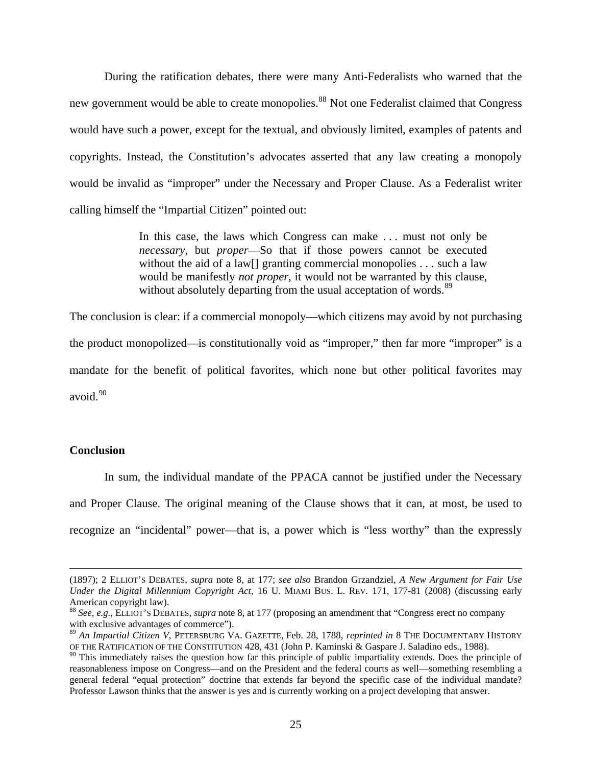During the ratification debates, there were many Anti-Federalists who warned that the new government would be able to create monopolies.[88] Not one Federalist claimed that Congress would have such a power, except for the textual, and obviously limited, examples of patents and copyrights. Instead, the Constitution's advocates asserted that any law creating a monopoly would be invalid as "improper" under the Necessary and Proper Clause. As a Federalist writer calling himself the "Impartial Citizen" pointed out:

> In this case, the laws which Congress can make . . . must not only be *necessary*, but *proper*—So that if those powers cannot be executed without the aid of a law[] granting commercial monopolies . . . such a law would be manifestly *not proper*, it would not be warranted by this clause, without absolutely departing from the usual acceptation of words.[89]

The conclusion is clear: if a commercial monopoly—which citizens may avoid by not purchasing the product monopolized—is constitutionally void as "improper," then far more "improper" is a mandate for the benefit of political favorites, which none but other political favorites may avoid.[90]

## Conclusion

In sum, the individual mandate of the PPACA cannot be justified under the Necessary and Proper Clause. The original meaning of the Clause shows that it can, at most, be used to recognize an "incidental" power—that is, a power which is "less worthy" than the expressly

---

(1897); 2 ELLIOT'S DEBATES, *supra* note 8, at 177; *see also* Brandon Grzandziel, *A New Argument for Fair Use Under the Digital Millennium Copyright Act*, 16 U. MIAMI BUS. L. REV. 171, 177-81 (2008) (discussing early American copyright law).

[88] *See, e.g.*, ELLIOT'S DEBATES, *supra* note 8, at 177 (proposing an amendment that "Congress erect no company with exclusive advantages of commerce").

[89] *An Impartial Citizen V*, PETERSBURG VA. GAZETTE, Feb. 28, 1788, *reprinted in* 8 THE DOCUMENTARY HISTORY OF THE RATIFICATION OF THE CONSTITUTION 428, 431 (John P. Kaminski & Gaspare J. Saladino eds., 1988).

[90] This immediately raises the question how far this principle of public impartiality extends. Does the principle of reasonableness impose on Congress—and on the President and the federal courts as well—something resembling a general federal "equal protection" doctrine that extends far beyond the specific case of the individual mandate? Professor Lawson thinks that the answer is yes and is currently working on a project developing that answer.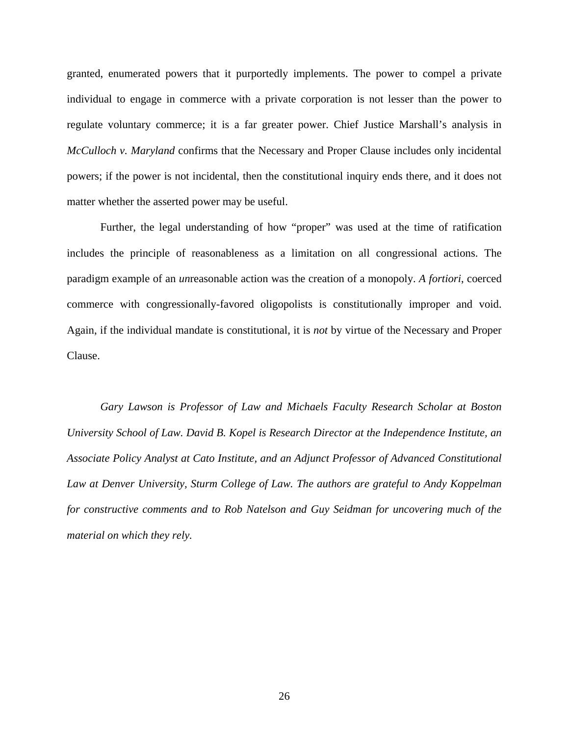granted, enumerated powers that it purportedly implements. The power to compel a private individual to engage in commerce with a private corporation is not lesser than the power to regulate voluntary commerce; it is a far greater power. Chief Justice Marshall's analysis in *McCulloch v. Maryland* confirms that the Necessary and Proper Clause includes only incidental powers; if the power is not incidental, then the constitutional inquiry ends there, and it does not matter whether the asserted power may be useful.

Further, the legal understanding of how "proper" was used at the time of ratification includes the principle of reasonableness as a limitation on all congressional actions. The paradigm example of an *un*reasonable action was the creation of a monopoly. *A fortiori*, coerced commerce with congressionally-favored oligopolists is constitutionally improper and void. Again, if the individual mandate is constitutional, it is *not* by virtue of the Necessary and Proper Clause.

*Gary Lawson is Professor of Law and Michaels Faculty Research Scholar at Boston University School of Law. David B. Kopel is Research Director at the Independence Institute, an Associate Policy Analyst at Cato Institute, and an Adjunct Professor of Advanced Constitutional Law at Denver University, Sturm College of Law. The authors are grateful to Andy Koppelman for constructive comments and to Rob Natelson and Guy Seidman for uncovering much of the material on which they rely.*